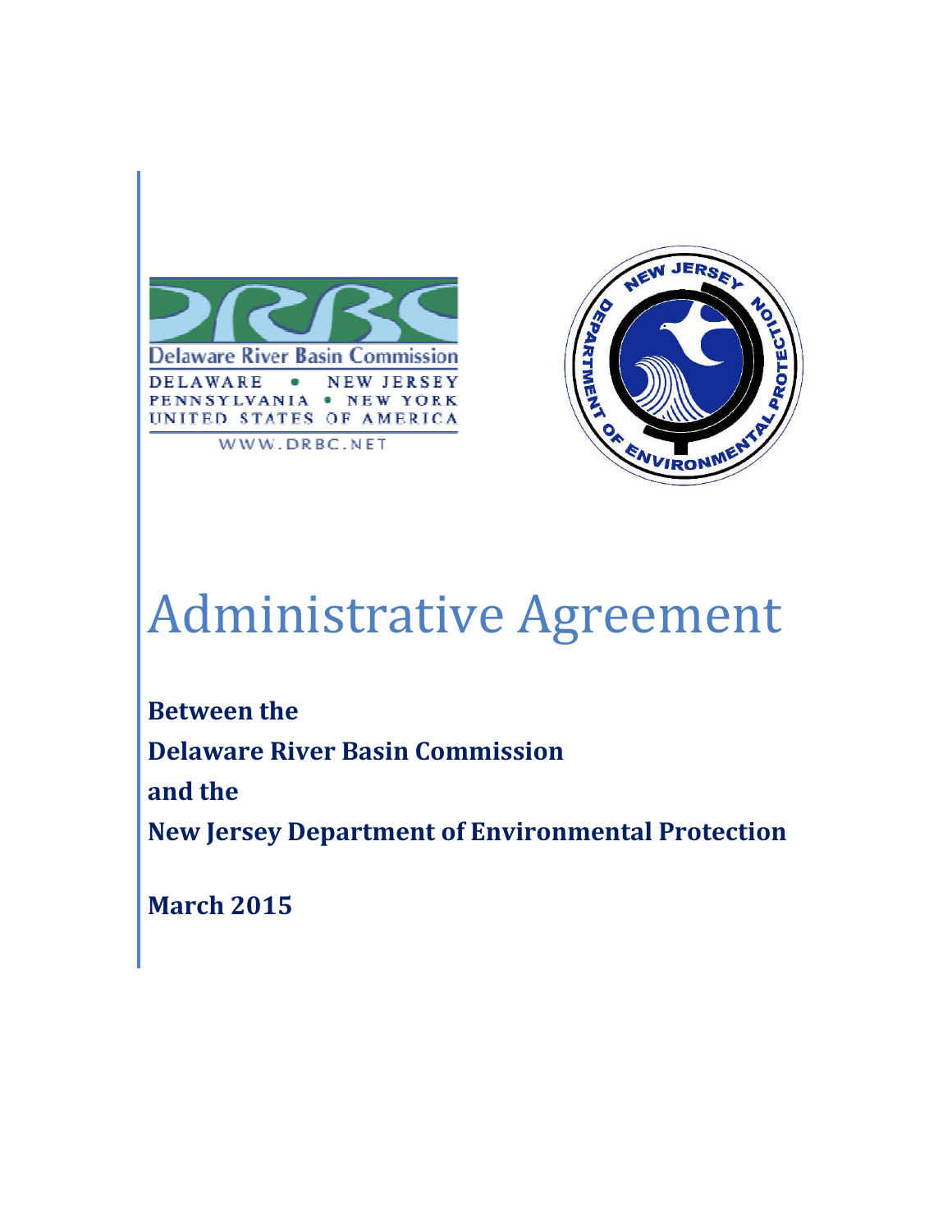Delaware River Basin Commission

DELAWARE • NEW JERSEY
PENNSYLVANIA • NEW YORK
UNITED STATES OF AMERICA

WWW.DRBC.NET

NEW JERSEY DEPARTMENT OF ENVIRONMENTAL PROTECTION

# Administrative Agreement

**Between the**

**Delaware River Basin Commission**

**and the**

**New Jersey Department of Environmental Protection**

**March 2015**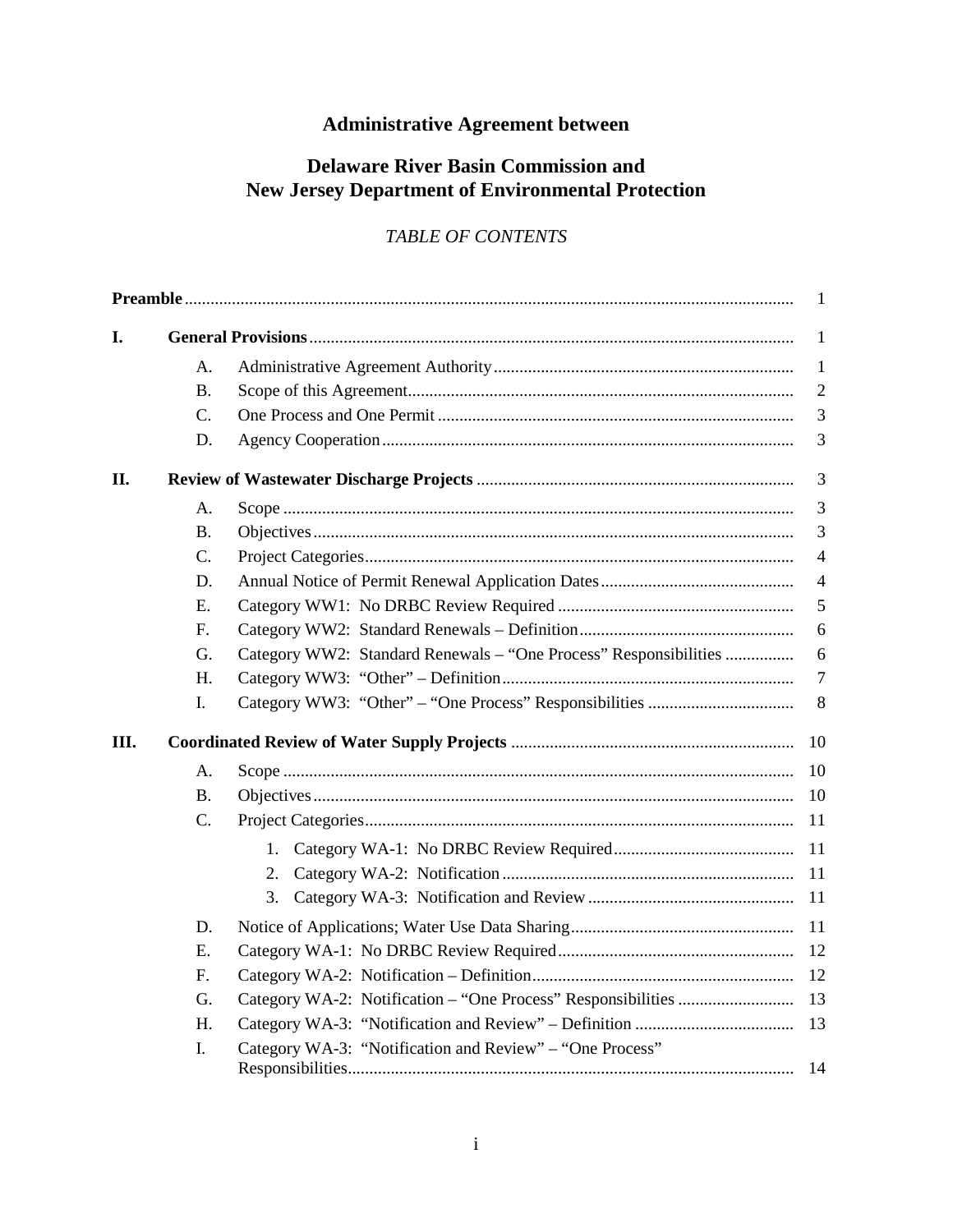# Administrative Agreement between

## Delaware River Basin Commission and New Jersey Department of Environmental Protection

*TABLE OF CONTENTS*

| | | | |
|---|---|---|---|
| **Preamble** | | | 1 |
| **I.** | **General Provisions** | | 1 |
| | A. | Administrative Agreement Authority | 1 |
| | B. | Scope of this Agreement | 2 |
| | C. | One Process and One Permit | 3 |
| | D. | Agency Cooperation | 3 |
| **II.** | **Review of Wastewater Discharge Projects** | | 3 |
| | A. | Scope | 3 |
| | B. | Objectives | 3 |
| | C. | Project Categories | 4 |
| | D. | Annual Notice of Permit Renewal Application Dates | 4 |
| | E. | Category WW1: No DRBC Review Required | 5 |
| | F. | Category WW2: Standard Renewals – Definition | 6 |
| | G. | Category WW2: Standard Renewals – "One Process" Responsibilities | 6 |
| | H. | Category WW3: "Other" – Definition | 7 |
| | I. | Category WW3: "Other" – "One Process" Responsibilities | 8 |
| **III.** | **Coordinated Review of Water Supply Projects** | | 10 |
| | A. | Scope | 10 |
| | B. | Objectives | 10 |
| | C. | Project Categories | 11 |
| | | 1. Category WA-1: No DRBC Review Required | 11 |
| | | 2. Category WA-2: Notification | 11 |
| | | 3. Category WA-3: Notification and Review | 11 |
| | D. | Notice of Applications; Water Use Data Sharing | 11 |
| | E. | Category WA-1: No DRBC Review Required | 12 |
| | F. | Category WA-2: Notification – Definition | 12 |
| | G. | Category WA-2: Notification – "One Process" Responsibilities | 13 |
| | H. | Category WA-3: "Notification and Review" – Definition | 13 |
| | I. | Category WA-3: "Notification and Review" – "One Process" Responsibilities | 14 |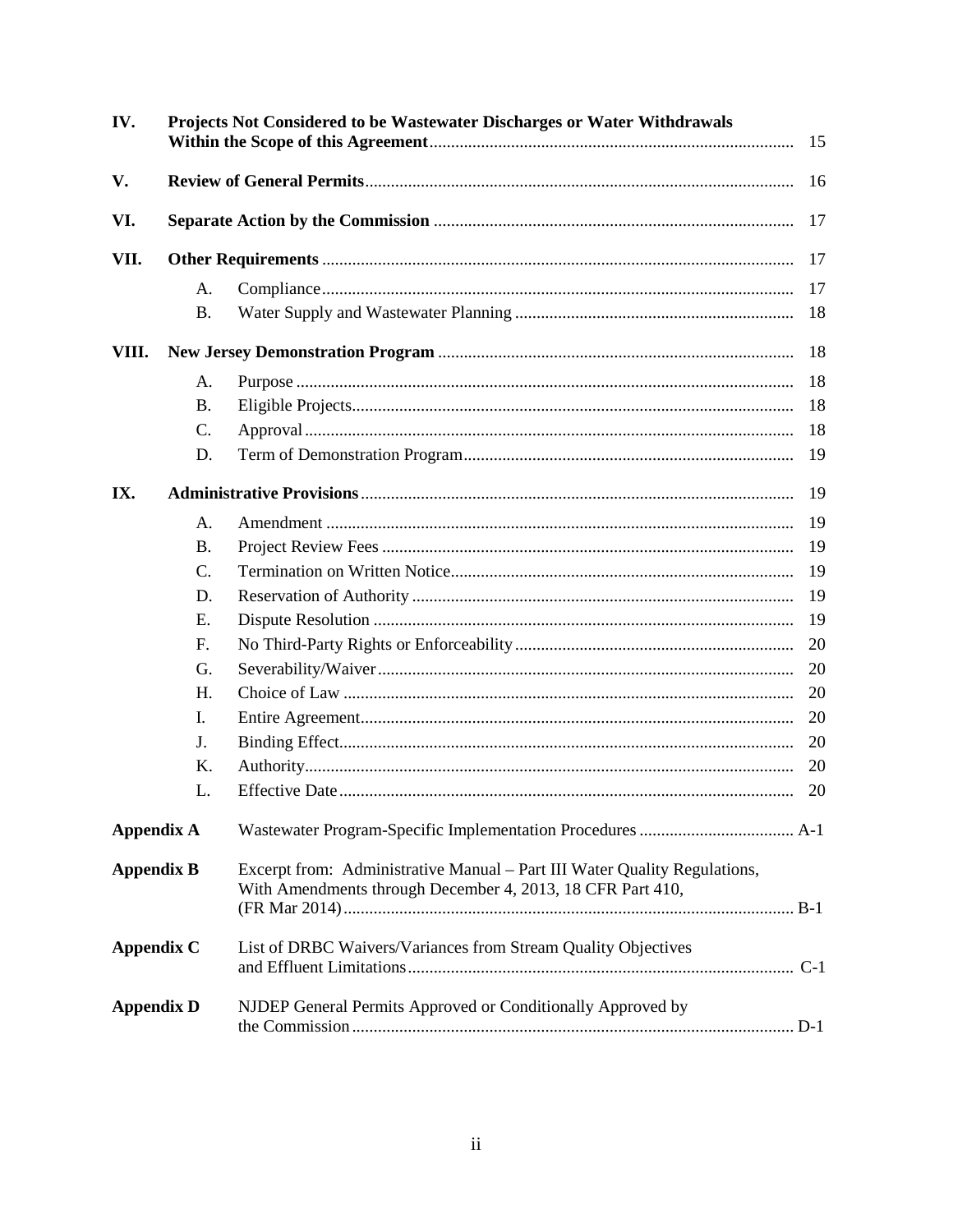| | | | |
|---|---|---|---|
| **IV.** | **Projects Not Considered to be Wastewater Discharges or Water Withdrawals Within the Scope of this Agreement** | | 15 |
| **V.** | **Review of General Permits** | | 16 |
| **VI.** | **Separate Action by the Commission** | | 17 |
| **VII.** | **Other Requirements** | | 17 |
| | A. | Compliance | 17 |
| | B. | Water Supply and Wastewater Planning | 18 |
| **VIII.** | **New Jersey Demonstration Program** | | 18 |
| | A. | Purpose | 18 |
| | B. | Eligible Projects | 18 |
| | C. | Approval | 18 |
| | D. | Term of Demonstration Program | 19 |
| **IX.** | **Administrative Provisions** | | 19 |
| | A. | Amendment | 19 |
| | B. | Project Review Fees | 19 |
| | C. | Termination on Written Notice | 19 |
| | D. | Reservation of Authority | 19 |
| | E. | Dispute Resolution | 19 |
| | F. | No Third-Party Rights or Enforceability | 20 |
| | G. | Severability/Waiver | 20 |
| | H. | Choice of Law | 20 |
| | I. | Entire Agreement | 20 |
| | J. | Binding Effect | 20 |
| | K. | Authority | 20 |
| | L. | Effective Date | 20 |
| **Appendix A** | Wastewater Program-Specific Implementation Procedures | | A-1 |
| **Appendix B** | Excerpt from: Administrative Manual – Part III Water Quality Regulations, With Amendments through December 4, 2013, 18 CFR Part 410, (FR Mar 2014) | | B-1 |
| **Appendix C** | List of DRBC Waivers/Variances from Stream Quality Objectives and Effluent Limitations | | C-1 |
| **Appendix D** | NJDEP General Permits Approved or Conditionally Approved by the Commission | | D-1 |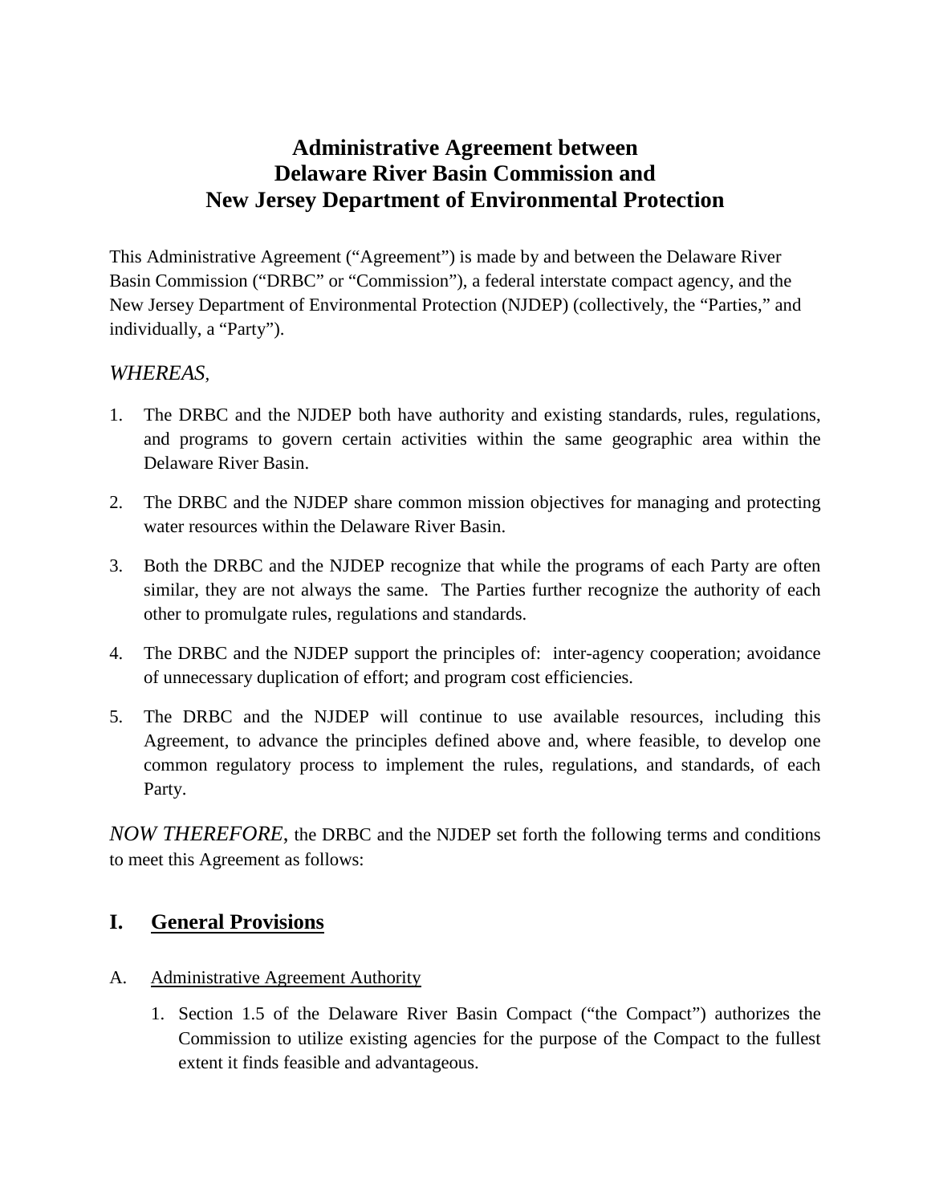# Administrative Agreement between Delaware River Basin Commission and New Jersey Department of Environmental Protection

This Administrative Agreement ("Agreement") is made by and between the Delaware River Basin Commission ("DRBC" or "Commission"), a federal interstate compact agency, and the New Jersey Department of Environmental Protection (NJDEP) (collectively, the "Parties," and individually, a "Party").

*WHEREAS*,

1. The DRBC and the NJDEP both have authority and existing standards, rules, regulations, and programs to govern certain activities within the same geographic area within the Delaware River Basin.

2. The DRBC and the NJDEP share common mission objectives for managing and protecting water resources within the Delaware River Basin.

3. Both the DRBC and the NJDEP recognize that while the programs of each Party are often similar, they are not always the same. The Parties further recognize the authority of each other to promulgate rules, regulations and standards.

4. The DRBC and the NJDEP support the principles of: inter-agency cooperation; avoidance of unnecessary duplication of effort; and program cost efficiencies.

5. The DRBC and the NJDEP will continue to use available resources, including this Agreement, to advance the principles defined above and, where feasible, to develop one common regulatory process to implement the rules, regulations, and standards, of each Party.

*NOW THEREFORE*, the DRBC and the NJDEP set forth the following terms and conditions to meet this Agreement as follows:

## I. General Provisions

A. Administrative Agreement Authority

1. Section 1.5 of the Delaware River Basin Compact ("the Compact") authorizes the Commission to utilize existing agencies for the purpose of the Compact to the fullest extent it finds feasible and advantageous.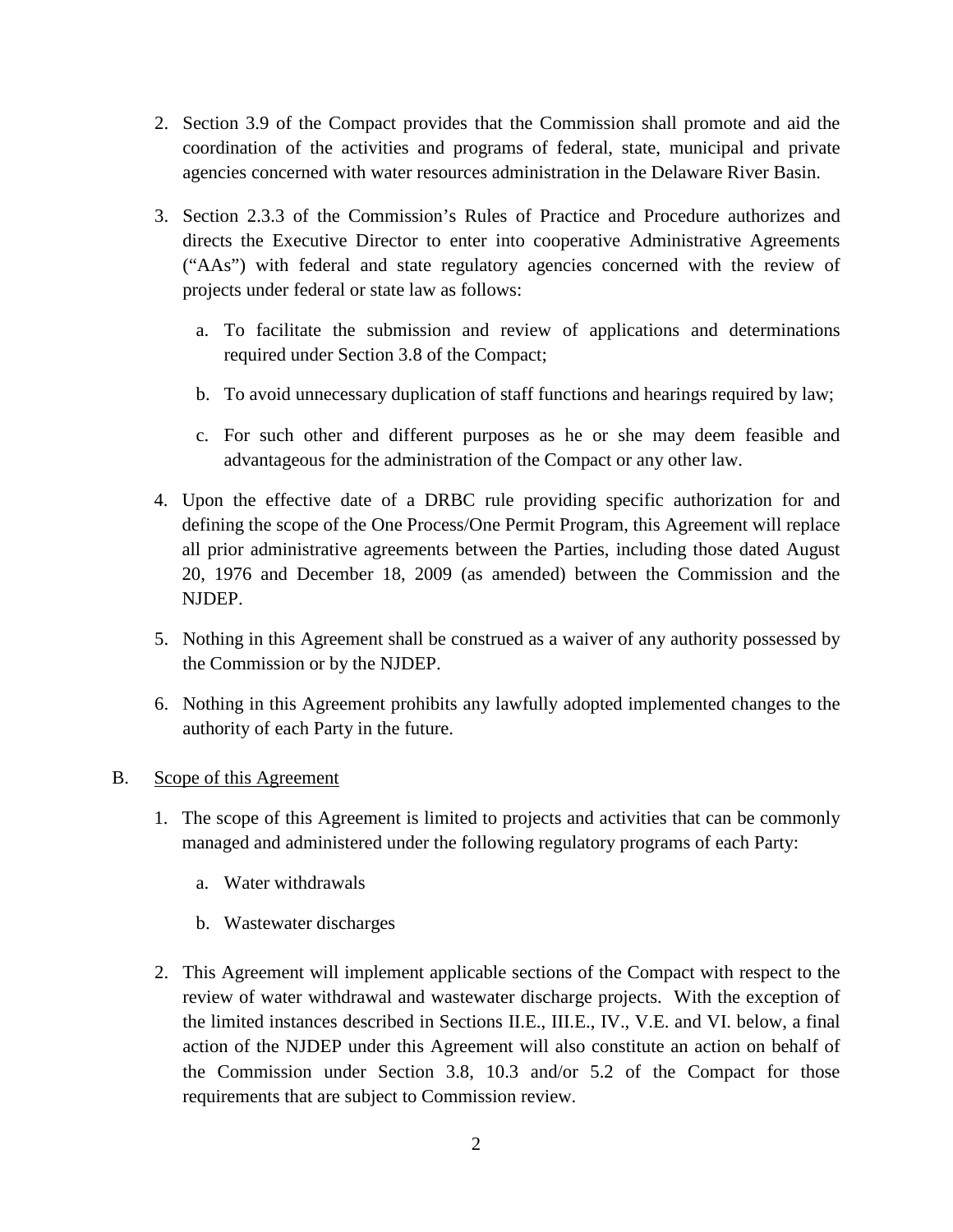2. Section 3.9 of the Compact provides that the Commission shall promote and aid the coordination of the activities and programs of federal, state, municipal and private agencies concerned with water resources administration in the Delaware River Basin.

3. Section 2.3.3 of the Commission's Rules of Practice and Procedure authorizes and directs the Executive Director to enter into cooperative Administrative Agreements ("AAs") with federal and state regulatory agencies concerned with the review of projects under federal or state law as follows:

   a. To facilitate the submission and review of applications and determinations required under Section 3.8 of the Compact;

   b. To avoid unnecessary duplication of staff functions and hearings required by law;

   c. For such other and different purposes as he or she may deem feasible and advantageous for the administration of the Compact or any other law.

4. Upon the effective date of a DRBC rule providing specific authorization for and defining the scope of the One Process/One Permit Program, this Agreement will replace all prior administrative agreements between the Parties, including those dated August 20, 1976 and December 18, 2009 (as amended) between the Commission and the NJDEP.

5. Nothing in this Agreement shall be construed as a waiver of any authority possessed by the Commission or by the NJDEP.

6. Nothing in this Agreement prohibits any lawfully adopted implemented changes to the authority of each Party in the future.

B. Scope of this Agreement

1. The scope of this Agreement is limited to projects and activities that can be commonly managed and administered under the following regulatory programs of each Party:

   a. Water withdrawals

   b. Wastewater discharges

2. This Agreement will implement applicable sections of the Compact with respect to the review of water withdrawal and wastewater discharge projects. With the exception of the limited instances described in Sections II.E., III.E., IV., V.E. and VI. below, a final action of the NJDEP under this Agreement will also constitute an action on behalf of the Commission under Section 3.8, 10.3 and/or 5.2 of the Compact for those requirements that are subject to Commission review.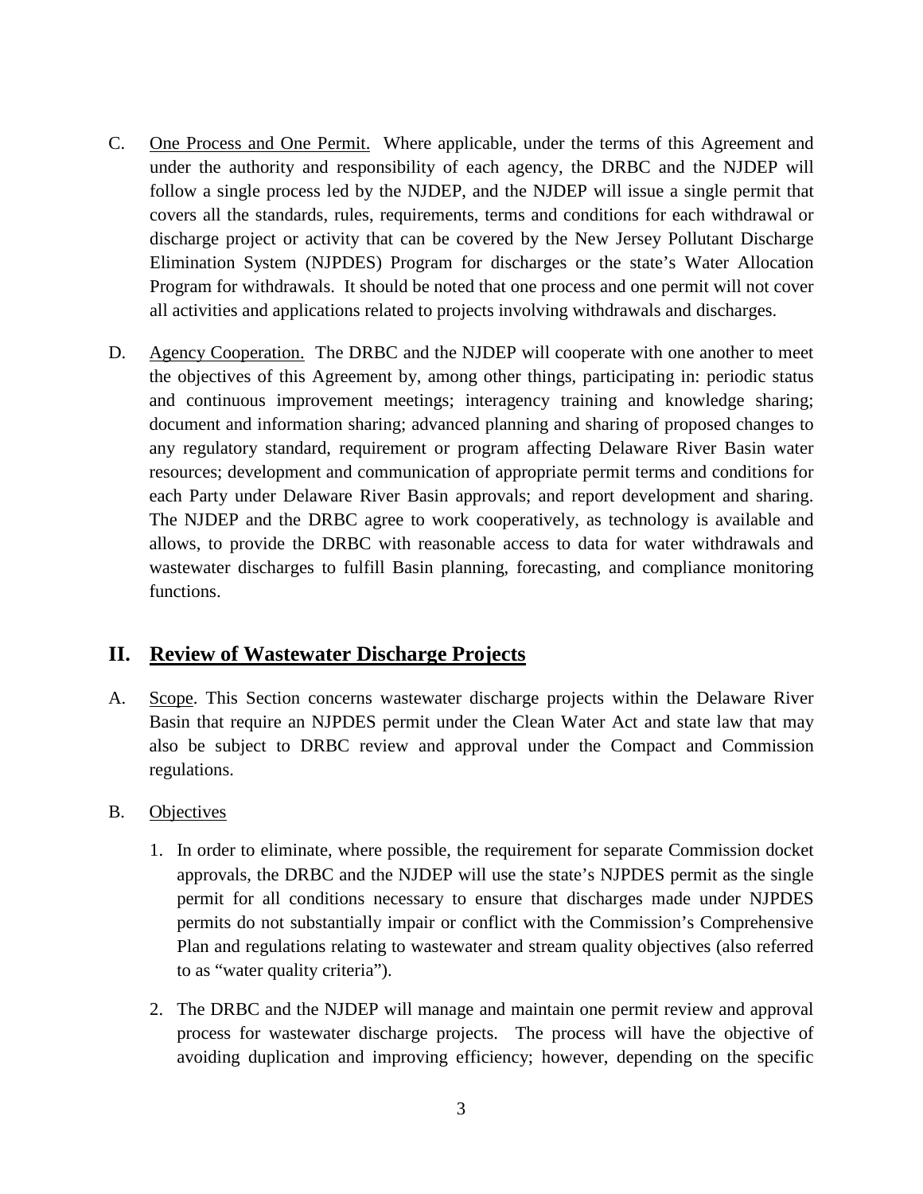C. <u>One Process and One Permit.</u> Where applicable, under the terms of this Agreement and under the authority and responsibility of each agency, the DRBC and the NJDEP will follow a single process led by the NJDEP, and the NJDEP will issue a single permit that covers all the standards, rules, requirements, terms and conditions for each withdrawal or discharge project or activity that can be covered by the New Jersey Pollutant Discharge Elimination System (NJPDES) Program for discharges or the state's Water Allocation Program for withdrawals. It should be noted that one process and one permit will not cover all activities and applications related to projects involving withdrawals and discharges.

D. <u>Agency Cooperation.</u> The DRBC and the NJDEP will cooperate with one another to meet the objectives of this Agreement by, among other things, participating in: periodic status and continuous improvement meetings; interagency training and knowledge sharing; document and information sharing; advanced planning and sharing of proposed changes to any regulatory standard, requirement or program affecting Delaware River Basin water resources; development and communication of appropriate permit terms and conditions for each Party under Delaware River Basin approvals; and report development and sharing. The NJDEP and the DRBC agree to work cooperatively, as technology is available and allows, to provide the DRBC with reasonable access to data for water withdrawals and wastewater discharges to fulfill Basin planning, forecasting, and compliance monitoring functions.

## II. Review of Wastewater Discharge Projects

A. <u>Scope</u>. This Section concerns wastewater discharge projects within the Delaware River Basin that require an NJPDES permit under the Clean Water Act and state law that may also be subject to DRBC review and approval under the Compact and Commission regulations.

B. <u>Objectives</u>

1. In order to eliminate, where possible, the requirement for separate Commission docket approvals, the DRBC and the NJDEP will use the state's NJPDES permit as the single permit for all conditions necessary to ensure that discharges made under NJPDES permits do not substantially impair or conflict with the Commission's Comprehensive Plan and regulations relating to wastewater and stream quality objectives (also referred to as "water quality criteria").

2. The DRBC and the NJDEP will manage and maintain one permit review and approval process for wastewater discharge projects. The process will have the objective of avoiding duplication and improving efficiency; however, depending on the specific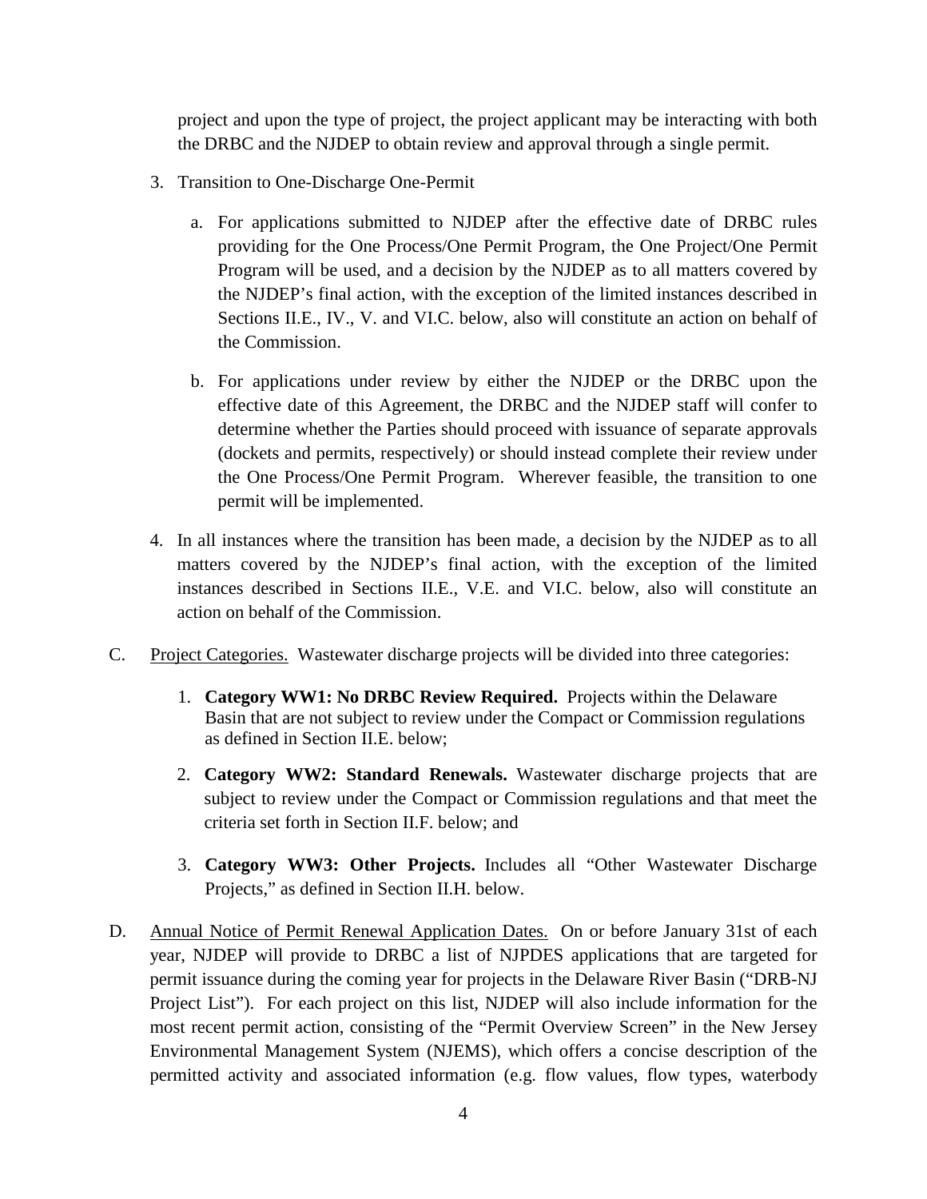project and upon the type of project, the project applicant may be interacting with both the DRBC and the NJDEP to obtain review and approval through a single permit.

3. Transition to One-Discharge One-Permit

   a. For applications submitted to NJDEP after the effective date of DRBC rules providing for the One Process/One Permit Program, the One Project/One Permit Program will be used, and a decision by the NJDEP as to all matters covered by the NJDEP's final action, with the exception of the limited instances described in Sections II.E., IV., V. and VI.C. below, also will constitute an action on behalf of the Commission.

   b. For applications under review by either the NJDEP or the DRBC upon the effective date of this Agreement, the DRBC and the NJDEP staff will confer to determine whether the Parties should proceed with issuance of separate approvals (dockets and permits, respectively) or should instead complete their review under the One Process/One Permit Program. Wherever feasible, the transition to one permit will be implemented.

4. In all instances where the transition has been made, a decision by the NJDEP as to all matters covered by the NJDEP's final action, with the exception of the limited instances described in Sections II.E., V.E. and VI.C. below, also will constitute an action on behalf of the Commission.

C. <u>Project Categories.</u> Wastewater discharge projects will be divided into three categories:

   1. **Category WW1: No DRBC Review Required.** Projects within the Delaware Basin that are not subject to review under the Compact or Commission regulations as defined in Section II.E. below;

   2. **Category WW2: Standard Renewals.** Wastewater discharge projects that are subject to review under the Compact or Commission regulations and that meet the criteria set forth in Section II.F. below; and

   3. **Category WW3: Other Projects.** Includes all "Other Wastewater Discharge Projects," as defined in Section II.H. below.

D. <u>Annual Notice of Permit Renewal Application Dates.</u> On or before January 31st of each year, NJDEP will provide to DRBC a list of NJPDES applications that are targeted for permit issuance during the coming year for projects in the Delaware River Basin ("DRB-NJ Project List"). For each project on this list, NJDEP will also include information for the most recent permit action, consisting of the "Permit Overview Screen" in the New Jersey Environmental Management System (NJEMS), which offers a concise description of the permitted activity and associated information (e.g. flow values, flow types, waterbody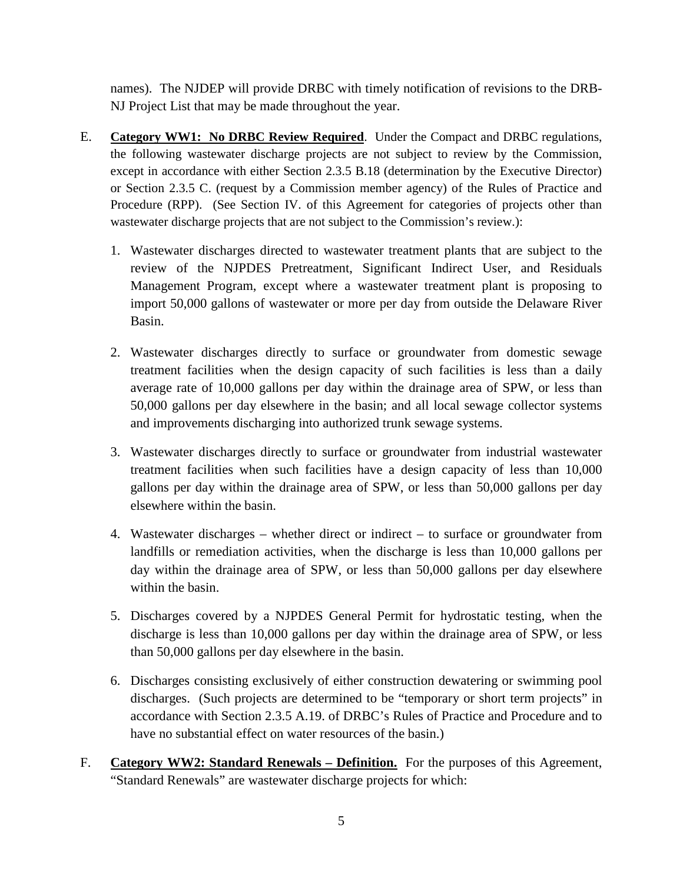names). The NJDEP will provide DRBC with timely notification of revisions to the DRB-NJ Project List that may be made throughout the year.

E. **Category WW1: No DRBC Review Required**. Under the Compact and DRBC regulations, the following wastewater discharge projects are not subject to review by the Commission, except in accordance with either Section 2.3.5 B.18 (determination by the Executive Director) or Section 2.3.5 C. (request by a Commission member agency) of the Rules of Practice and Procedure (RPP). (See Section IV. of this Agreement for categories of projects other than wastewater discharge projects that are not subject to the Commission's review.):

   1. Wastewater discharges directed to wastewater treatment plants that are subject to the review of the NJPDES Pretreatment, Significant Indirect User, and Residuals Management Program, except where a wastewater treatment plant is proposing to import 50,000 gallons of wastewater or more per day from outside the Delaware River Basin.

   2. Wastewater discharges directly to surface or groundwater from domestic sewage treatment facilities when the design capacity of such facilities is less than a daily average rate of 10,000 gallons per day within the drainage area of SPW, or less than 50,000 gallons per day elsewhere in the basin; and all local sewage collector systems and improvements discharging into authorized trunk sewage systems.

   3. Wastewater discharges directly to surface or groundwater from industrial wastewater treatment facilities when such facilities have a design capacity of less than 10,000 gallons per day within the drainage area of SPW, or less than 50,000 gallons per day elsewhere within the basin.

   4. Wastewater discharges – whether direct or indirect – to surface or groundwater from landfills or remediation activities, when the discharge is less than 10,000 gallons per day within the drainage area of SPW, or less than 50,000 gallons per day elsewhere within the basin.

   5. Discharges covered by a NJPDES General Permit for hydrostatic testing, when the discharge is less than 10,000 gallons per day within the drainage area of SPW, or less than 50,000 gallons per day elsewhere in the basin.

   6. Discharges consisting exclusively of either construction dewatering or swimming pool discharges. (Such projects are determined to be "temporary or short term projects" in accordance with Section 2.3.5 A.19. of DRBC's Rules of Practice and Procedure and to have no substantial effect on water resources of the basin.)

F. **Category WW2: Standard Renewals – Definition.** For the purposes of this Agreement, "Standard Renewals" are wastewater discharge projects for which: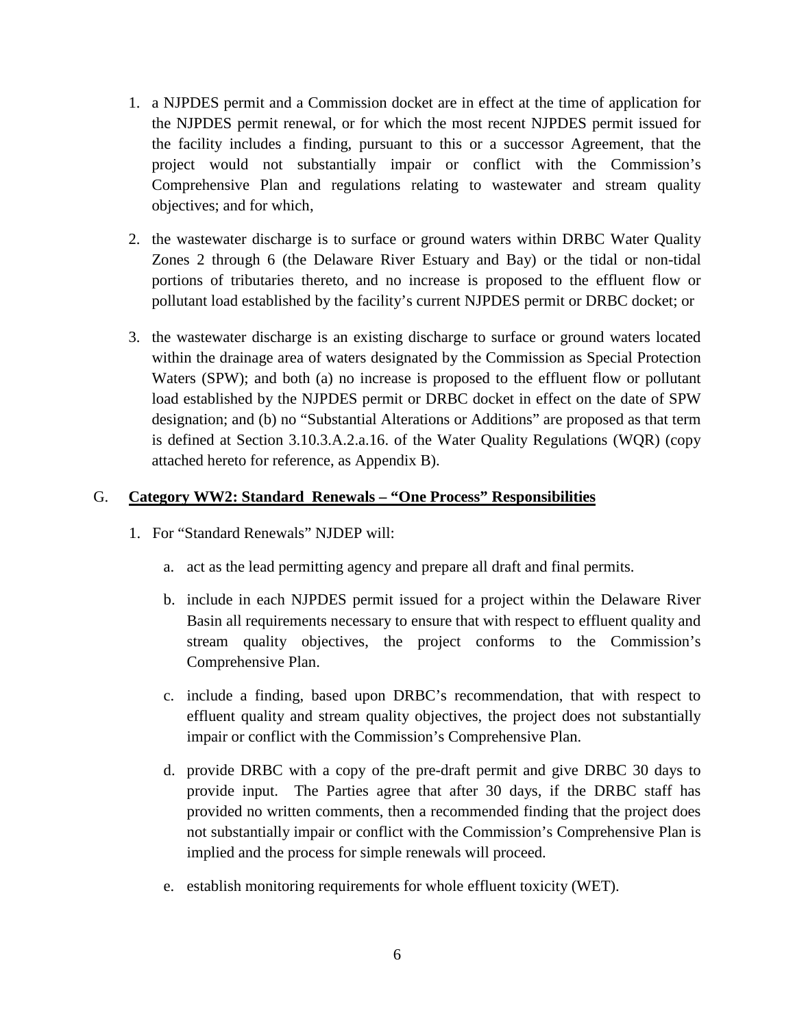1. a NJPDES permit and a Commission docket are in effect at the time of application for the NJPDES permit renewal, or for which the most recent NJPDES permit issued for the facility includes a finding, pursuant to this or a successor Agreement, that the project would not substantially impair or conflict with the Commission's Comprehensive Plan and regulations relating to wastewater and stream quality objectives; and for which,

2. the wastewater discharge is to surface or ground waters within DRBC Water Quality Zones 2 through 6 (the Delaware River Estuary and Bay) or the tidal or non-tidal portions of tributaries thereto, and no increase is proposed to the effluent flow or pollutant load established by the facility's current NJPDES permit or DRBC docket; or

3. the wastewater discharge is an existing discharge to surface or ground waters located within the drainage area of waters designated by the Commission as Special Protection Waters (SPW); and both (a) no increase is proposed to the effluent flow or pollutant load established by the NJPDES permit or DRBC docket in effect on the date of SPW designation; and (b) no "Substantial Alterations or Additions" are proposed as that term is defined at Section 3.10.3.A.2.a.16. of the Water Quality Regulations (WQR) (copy attached hereto for reference, as Appendix B).

## G. **Category WW2: Standard Renewals – "One Process" Responsibilities**

1. For "Standard Renewals" NJDEP will:

   a. act as the lead permitting agency and prepare all draft and final permits.

   b. include in each NJPDES permit issued for a project within the Delaware River Basin all requirements necessary to ensure that with respect to effluent quality and stream quality objectives, the project conforms to the Commission's Comprehensive Plan.

   c. include a finding, based upon DRBC's recommendation, that with respect to effluent quality and stream quality objectives, the project does not substantially impair or conflict with the Commission's Comprehensive Plan.

   d. provide DRBC with a copy of the pre-draft permit and give DRBC 30 days to provide input. The Parties agree that after 30 days, if the DRBC staff has provided no written comments, then a recommended finding that the project does not substantially impair or conflict with the Commission's Comprehensive Plan is implied and the process for simple renewals will proceed.

   e. establish monitoring requirements for whole effluent toxicity (WET).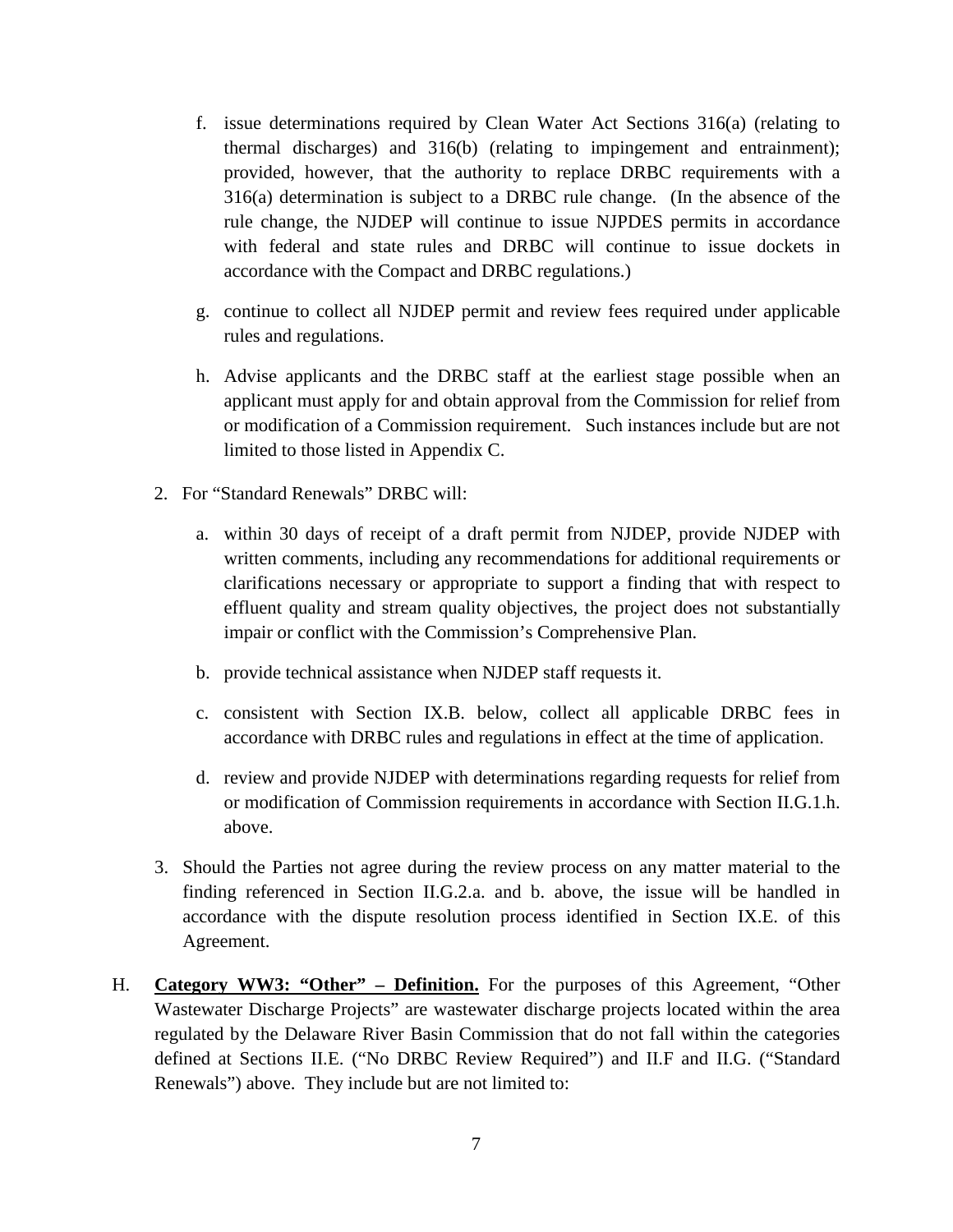f. issue determinations required by Clean Water Act Sections 316(a) (relating to thermal discharges) and 316(b) (relating to impingement and entrainment); provided, however, that the authority to replace DRBC requirements with a 316(a) determination is subject to a DRBC rule change. (In the absence of the rule change, the NJDEP will continue to issue NJPDES permits in accordance with federal and state rules and DRBC will continue to issue dockets in accordance with the Compact and DRBC regulations.)

g. continue to collect all NJDEP permit and review fees required under applicable rules and regulations.

h. Advise applicants and the DRBC staff at the earliest stage possible when an applicant must apply for and obtain approval from the Commission for relief from or modification of a Commission requirement. Such instances include but are not limited to those listed in Appendix C.

2. For "Standard Renewals" DRBC will:

   a. within 30 days of receipt of a draft permit from NJDEP, provide NJDEP with written comments, including any recommendations for additional requirements or clarifications necessary or appropriate to support a finding that with respect to effluent quality and stream quality objectives, the project does not substantially impair or conflict with the Commission's Comprehensive Plan.

   b. provide technical assistance when NJDEP staff requests it.

   c. consistent with Section IX.B. below, collect all applicable DRBC fees in accordance with DRBC rules and regulations in effect at the time of application.

   d. review and provide NJDEP with determinations regarding requests for relief from or modification of Commission requirements in accordance with Section II.G.1.h. above.

3. Should the Parties not agree during the review process on any matter material to the finding referenced in Section II.G.2.a. and b. above, the issue will be handled in accordance with the dispute resolution process identified in Section IX.E. of this Agreement.

H. **Category WW3: "Other" – Definition.** For the purposes of this Agreement, "Other Wastewater Discharge Projects" are wastewater discharge projects located within the area regulated by the Delaware River Basin Commission that do not fall within the categories defined at Sections II.E. ("No DRBC Review Required") and II.F and II.G. ("Standard Renewals") above. They include but are not limited to: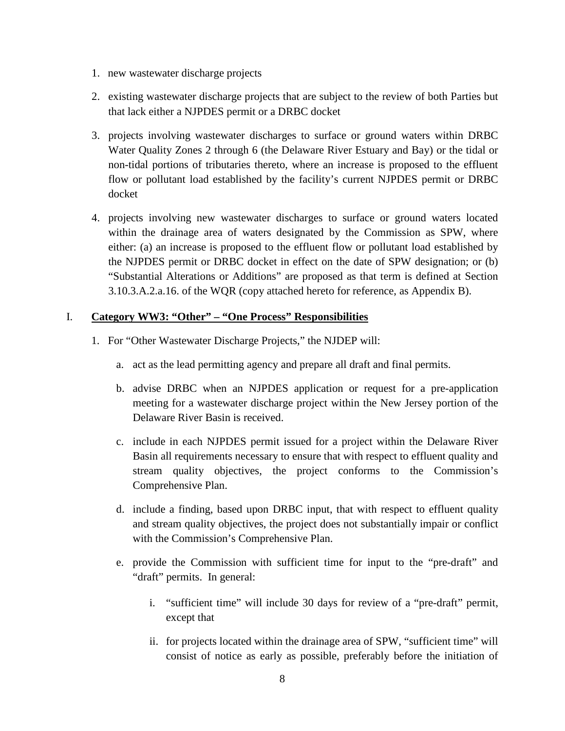1. new wastewater discharge projects
2. existing wastewater discharge projects that are subject to the review of both Parties but that lack either a NJPDES permit or a DRBC docket
3. projects involving wastewater discharges to surface or ground waters within DRBC Water Quality Zones 2 through 6 (the Delaware River Estuary and Bay) or the tidal or non-tidal portions of tributaries thereto, where an increase is proposed to the effluent flow or pollutant load established by the facility's current NJPDES permit or DRBC docket
4. projects involving new wastewater discharges to surface or ground waters located within the drainage area of waters designated by the Commission as SPW, where either: (a) an increase is proposed to the effluent flow or pollutant load established by the NJPDES permit or DRBC docket in effect on the date of SPW designation; or (b) "Substantial Alterations or Additions" are proposed as that term is defined at Section 3.10.3.A.2.a.16. of the WQR (copy attached hereto for reference, as Appendix B).

## I. Category WW3: "Other" – "One Process" Responsibilities

1. For "Other Wastewater Discharge Projects," the NJDEP will:

   a. act as the lead permitting agency and prepare all draft and final permits.

   b. advise DRBC when an NJPDES application or request for a pre-application meeting for a wastewater discharge project within the New Jersey portion of the Delaware River Basin is received.

   c. include in each NJPDES permit issued for a project within the Delaware River Basin all requirements necessary to ensure that with respect to effluent quality and stream quality objectives, the project conforms to the Commission's Comprehensive Plan.

   d. include a finding, based upon DRBC input, that with respect to effluent quality and stream quality objectives, the project does not substantially impair or conflict with the Commission's Comprehensive Plan.

   e. provide the Commission with sufficient time for input to the "pre-draft" and "draft" permits. In general:

      i. "sufficient time" will include 30 days for review of a "pre-draft" permit, except that

      ii. for projects located within the drainage area of SPW, "sufficient time" will consist of notice as early as possible, preferably before the initiation of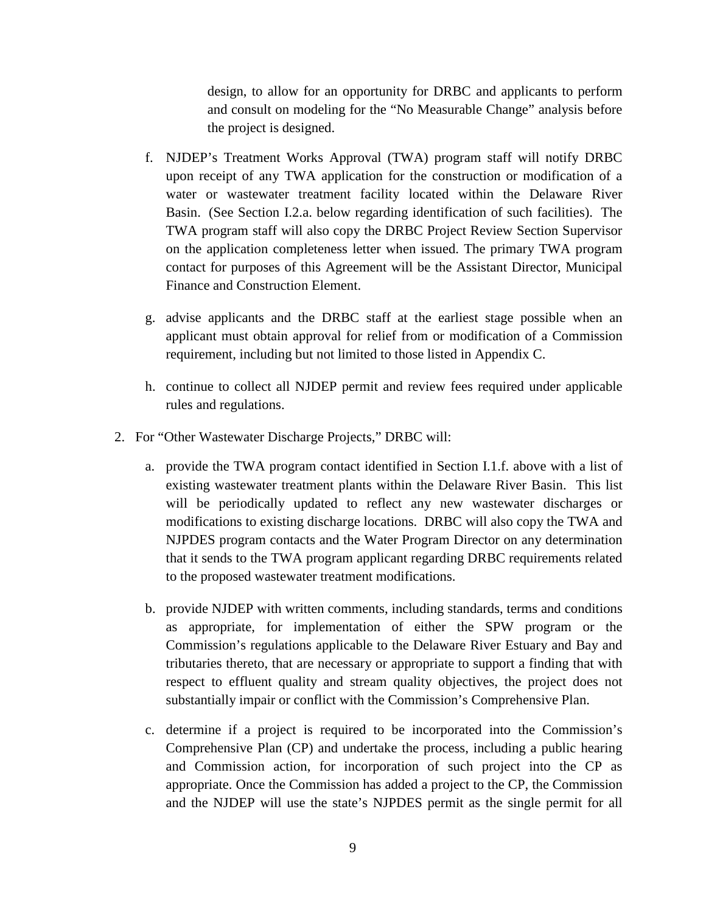design, to allow for an opportunity for DRBC and applicants to perform and consult on modeling for the "No Measurable Change" analysis before the project is designed.

f. NJDEP's Treatment Works Approval (TWA) program staff will notify DRBC upon receipt of any TWA application for the construction or modification of a water or wastewater treatment facility located within the Delaware River Basin. (See Section I.2.a. below regarding identification of such facilities). The TWA program staff will also copy the DRBC Project Review Section Supervisor on the application completeness letter when issued. The primary TWA program contact for purposes of this Agreement will be the Assistant Director, Municipal Finance and Construction Element.

g. advise applicants and the DRBC staff at the earliest stage possible when an applicant must obtain approval for relief from or modification of a Commission requirement, including but not limited to those listed in Appendix C.

h. continue to collect all NJDEP permit and review fees required under applicable rules and regulations.

2. For "Other Wastewater Discharge Projects," DRBC will:

   a. provide the TWA program contact identified in Section I.1.f. above with a list of existing wastewater treatment plants within the Delaware River Basin. This list will be periodically updated to reflect any new wastewater discharges or modifications to existing discharge locations. DRBC will also copy the TWA and NJPDES program contacts and the Water Program Director on any determination that it sends to the TWA program applicant regarding DRBC requirements related to the proposed wastewater treatment modifications.

   b. provide NJDEP with written comments, including standards, terms and conditions as appropriate, for implementation of either the SPW program or the Commission's regulations applicable to the Delaware River Estuary and Bay and tributaries thereto, that are necessary or appropriate to support a finding that with respect to effluent quality and stream quality objectives, the project does not substantially impair or conflict with the Commission's Comprehensive Plan.

   c. determine if a project is required to be incorporated into the Commission's Comprehensive Plan (CP) and undertake the process, including a public hearing and Commission action, for incorporation of such project into the CP as appropriate. Once the Commission has added a project to the CP, the Commission and the NJDEP will use the state's NJPDES permit as the single permit for all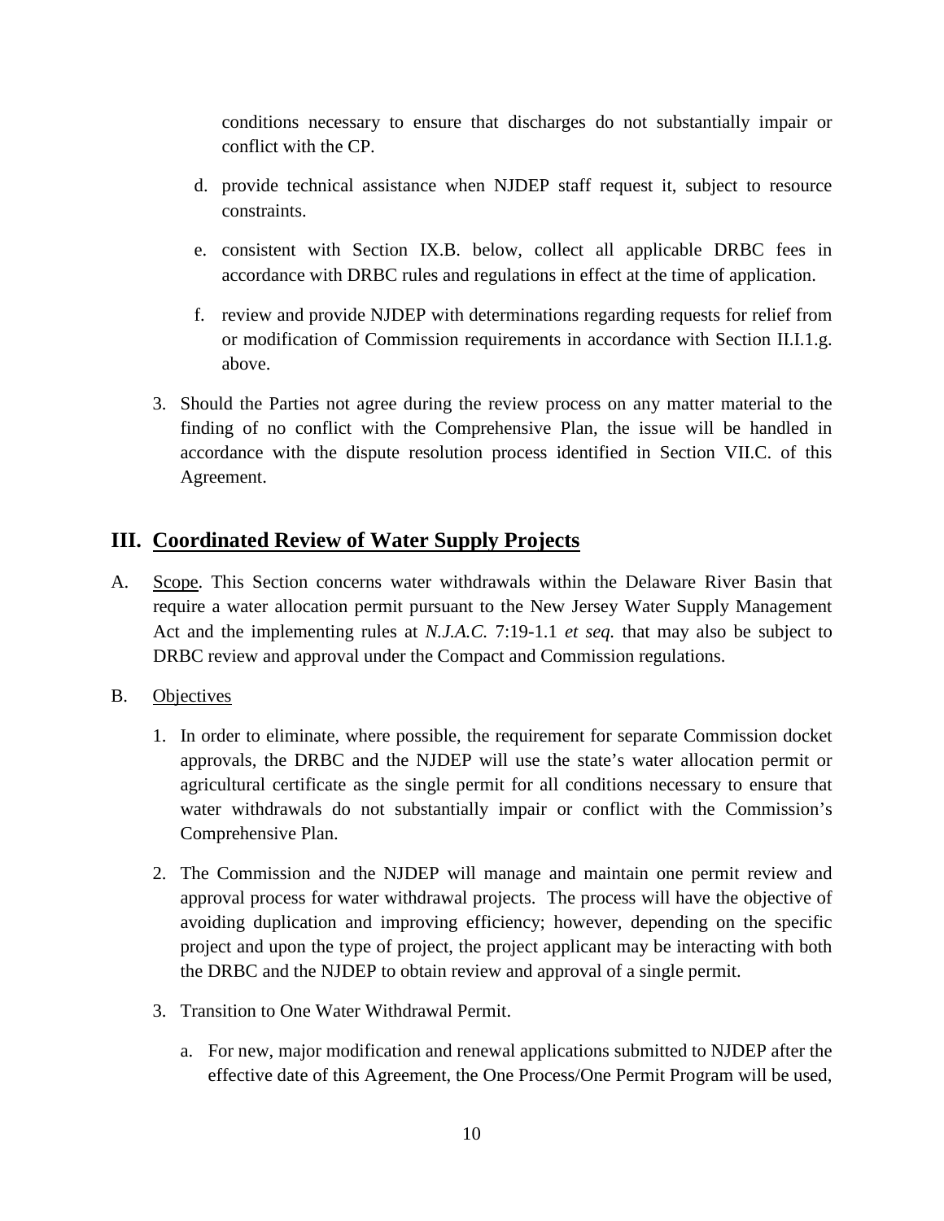conditions necessary to ensure that discharges do not substantially impair or conflict with the CP.

d. provide technical assistance when NJDEP staff request it, subject to resource constraints.

e. consistent with Section IX.B. below, collect all applicable DRBC fees in accordance with DRBC rules and regulations in effect at the time of application.

f. review and provide NJDEP with determinations regarding requests for relief from or modification of Commission requirements in accordance with Section II.I.1.g. above.

3. Should the Parties not agree during the review process on any matter material to the finding of no conflict with the Comprehensive Plan, the issue will be handled in accordance with the dispute resolution process identified in Section VII.C. of this Agreement.

## III. Coordinated Review of Water Supply Projects

A. Scope. This Section concerns water withdrawals within the Delaware River Basin that require a water allocation permit pursuant to the New Jersey Water Supply Management Act and the implementing rules at *N.J.A.C.* 7:19-1.1 *et seq.* that may also be subject to DRBC review and approval under the Compact and Commission regulations.

B. Objectives

1. In order to eliminate, where possible, the requirement for separate Commission docket approvals, the DRBC and the NJDEP will use the state's water allocation permit or agricultural certificate as the single permit for all conditions necessary to ensure that water withdrawals do not substantially impair or conflict with the Commission's Comprehensive Plan.

2. The Commission and the NJDEP will manage and maintain one permit review and approval process for water withdrawal projects. The process will have the objective of avoiding duplication and improving efficiency; however, depending on the specific project and upon the type of project, the project applicant may be interacting with both the DRBC and the NJDEP to obtain review and approval of a single permit.

3. Transition to One Water Withdrawal Permit.

   a. For new, major modification and renewal applications submitted to NJDEP after the effective date of this Agreement, the One Process/One Permit Program will be used,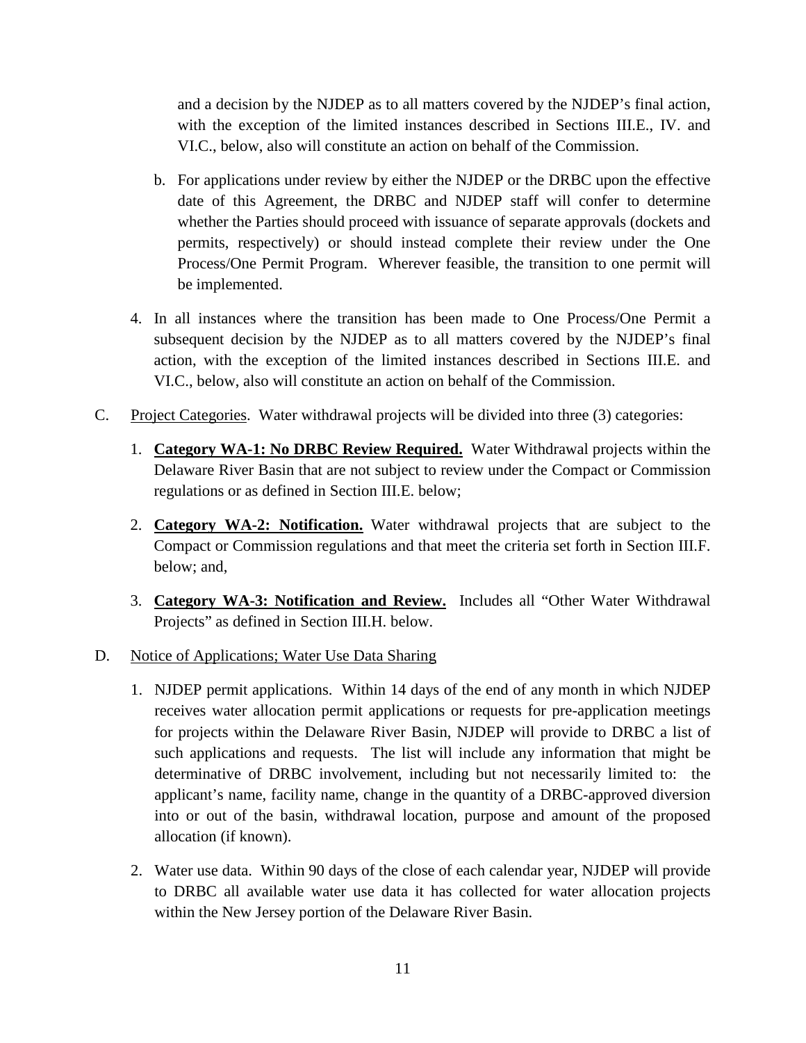and a decision by the NJDEP as to all matters covered by the NJDEP's final action, with the exception of the limited instances described in Sections III.E., IV. and VI.C., below, also will constitute an action on behalf of the Commission.

b. For applications under review by either the NJDEP or the DRBC upon the effective date of this Agreement, the DRBC and NJDEP staff will confer to determine whether the Parties should proceed with issuance of separate approvals (dockets and permits, respectively) or should instead complete their review under the One Process/One Permit Program. Wherever feasible, the transition to one permit will be implemented.

4. In all instances where the transition has been made to One Process/One Permit a subsequent decision by the NJDEP as to all matters covered by the NJDEP's final action, with the exception of the limited instances described in Sections III.E. and VI.C., below, also will constitute an action on behalf of the Commission.

C. <u>Project Categories</u>. Water withdrawal projects will be divided into three (3) categories:

1. **<u>Category WA-1: No DRBC Review Required.</u>** Water Withdrawal projects within the Delaware River Basin that are not subject to review under the Compact or Commission regulations or as defined in Section III.E. below;

2. **<u>Category WA-2: Notification.</u>** Water withdrawal projects that are subject to the Compact or Commission regulations and that meet the criteria set forth in Section III.F. below; and,

3. **<u>Category WA-3: Notification and Review.</u>** Includes all "Other Water Withdrawal Projects" as defined in Section III.H. below.

D. <u>Notice of Applications; Water Use Data Sharing</u>

1. NJDEP permit applications. Within 14 days of the end of any month in which NJDEP receives water allocation permit applications or requests for pre-application meetings for projects within the Delaware River Basin, NJDEP will provide to DRBC a list of such applications and requests. The list will include any information that might be determinative of DRBC involvement, including but not necessarily limited to: the applicant's name, facility name, change in the quantity of a DRBC-approved diversion into or out of the basin, withdrawal location, purpose and amount of the proposed allocation (if known).

2. Water use data. Within 90 days of the close of each calendar year, NJDEP will provide to DRBC all available water use data it has collected for water allocation projects within the New Jersey portion of the Delaware River Basin.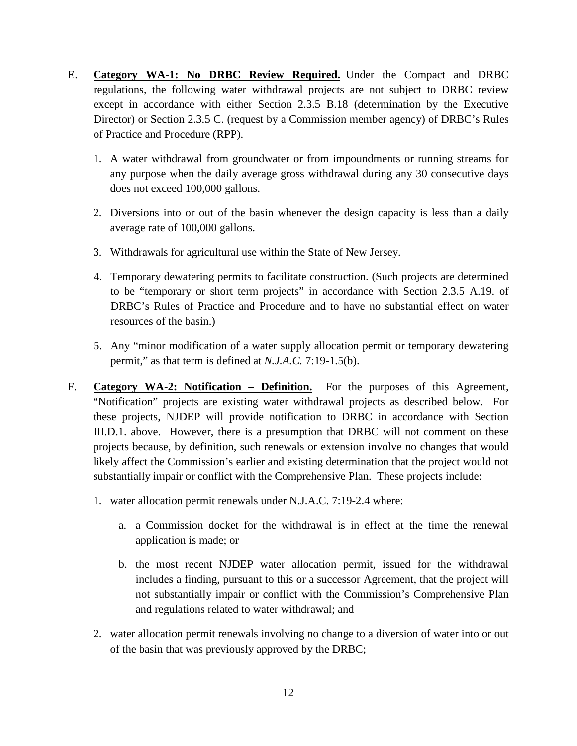E. **Category WA-1: No DRBC Review Required.** Under the Compact and DRBC regulations, the following water withdrawal projects are not subject to DRBC review except in accordance with either Section 2.3.5 B.18 (determination by the Executive Director) or Section 2.3.5 C. (request by a Commission member agency) of DRBC's Rules of Practice and Procedure (RPP).

   1. A water withdrawal from groundwater or from impoundments or running streams for any purpose when the daily average gross withdrawal during any 30 consecutive days does not exceed 100,000 gallons.

   2. Diversions into or out of the basin whenever the design capacity is less than a daily average rate of 100,000 gallons.

   3. Withdrawals for agricultural use within the State of New Jersey.

   4. Temporary dewatering permits to facilitate construction. (Such projects are determined to be "temporary or short term projects" in accordance with Section 2.3.5 A.19. of DRBC's Rules of Practice and Procedure and to have no substantial effect on water resources of the basin.)

   5. Any "minor modification of a water supply allocation permit or temporary dewatering permit," as that term is defined at *N.J.A.C.* 7:19-1.5(b).

F. **Category WA-2: Notification – Definition.** For the purposes of this Agreement, "Notification" projects are existing water withdrawal projects as described below. For these projects, NJDEP will provide notification to DRBC in accordance with Section III.D.1. above. However, there is a presumption that DRBC will not comment on these projects because, by definition, such renewals or extension involve no changes that would likely affect the Commission's earlier and existing determination that the project would not substantially impair or conflict with the Comprehensive Plan. These projects include:

   1. water allocation permit renewals under N.J.A.C. 7:19-2.4 where:

      a. a Commission docket for the withdrawal is in effect at the time the renewal application is made; or

      b. the most recent NJDEP water allocation permit, issued for the withdrawal includes a finding, pursuant to this or a successor Agreement, that the project will not substantially impair or conflict with the Commission's Comprehensive Plan and regulations related to water withdrawal; and

   2. water allocation permit renewals involving no change to a diversion of water into or out of the basin that was previously approved by the DRBC;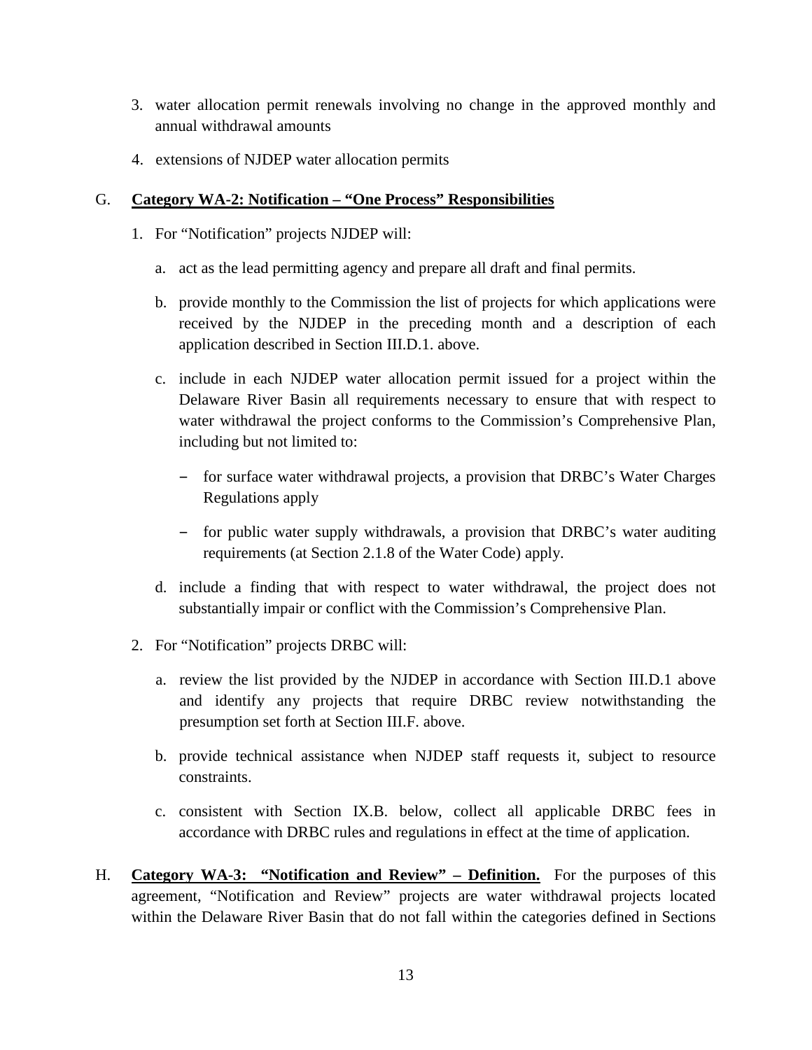3. water allocation permit renewals involving no change in the approved monthly and annual withdrawal amounts

4. extensions of NJDEP water allocation permits

G. **<u>Category WA-2: Notification – "One Process" Responsibilities</u>**

1. For "Notification" projects NJDEP will:

   a. act as the lead permitting agency and prepare all draft and final permits.

   b. provide monthly to the Commission the list of projects for which applications were received by the NJDEP in the preceding month and a description of each application described in Section III.D.1. above.

   c. include in each NJDEP water allocation permit issued for a project within the Delaware River Basin all requirements necessary to ensure that with respect to water withdrawal the project conforms to the Commission's Comprehensive Plan, including but not limited to:

      – for surface water withdrawal projects, a provision that DRBC's Water Charges Regulations apply

      – for public water supply withdrawals, a provision that DRBC's water auditing requirements (at Section 2.1.8 of the Water Code) apply.

   d. include a finding that with respect to water withdrawal, the project does not substantially impair or conflict with the Commission's Comprehensive Plan.

2. For "Notification" projects DRBC will:

   a. review the list provided by the NJDEP in accordance with Section III.D.1 above and identify any projects that require DRBC review notwithstanding the presumption set forth at Section III.F. above.

   b. provide technical assistance when NJDEP staff requests it, subject to resource constraints.

   c. consistent with Section IX.B. below, collect all applicable DRBC fees in accordance with DRBC rules and regulations in effect at the time of application.

H. **<u>Category WA-3: "Notification and Review" – Definition.</u>** For the purposes of this agreement, "Notification and Review" projects are water withdrawal projects located within the Delaware River Basin that do not fall within the categories defined in Sections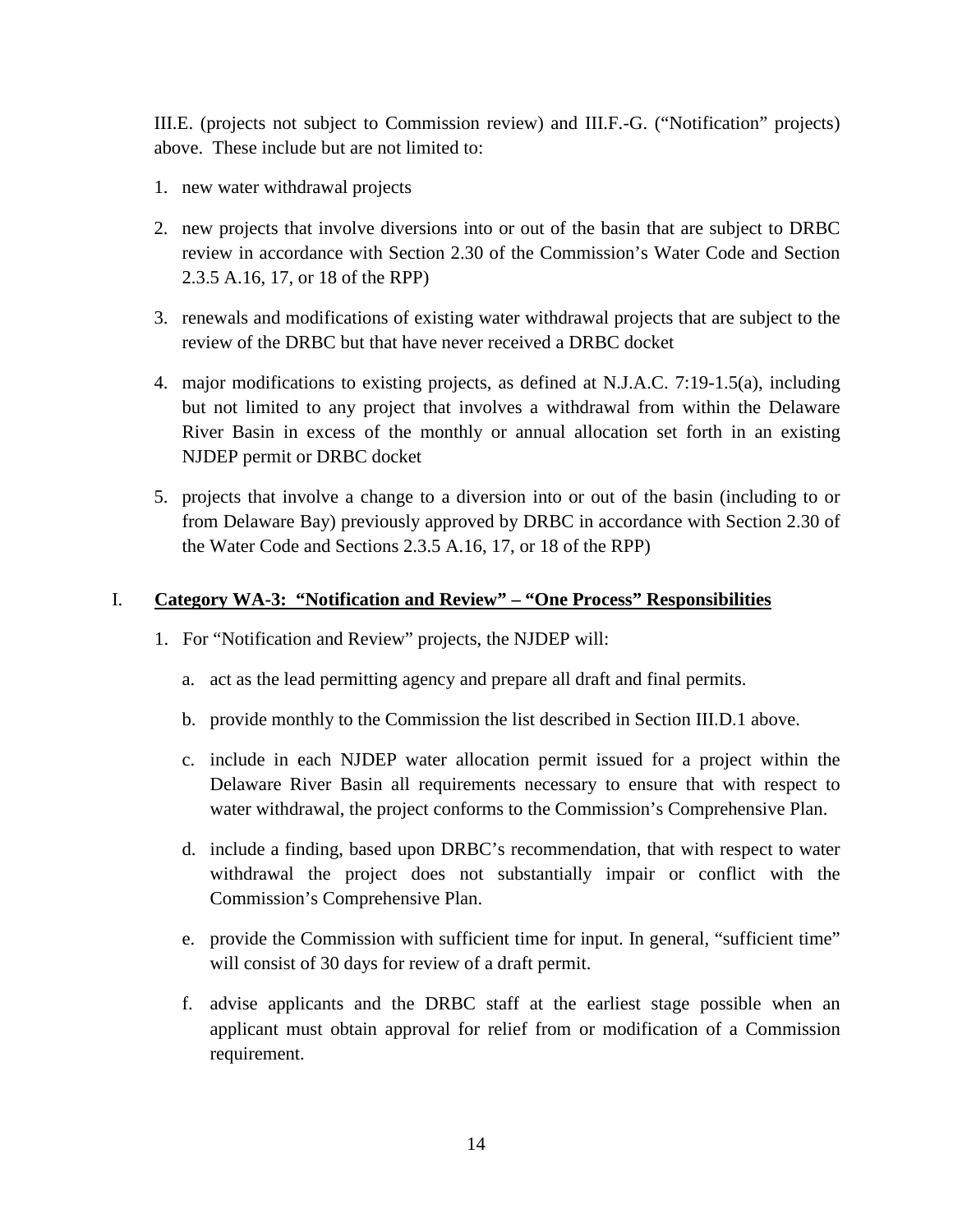III.E. (projects not subject to Commission review) and III.F.-G. ("Notification" projects) above. These include but are not limited to:

1. new water withdrawal projects
2. new projects that involve diversions into or out of the basin that are subject to DRBC review in accordance with Section 2.30 of the Commission's Water Code and Section 2.3.5 A.16, 17, or 18 of the RPP)
3. renewals and modifications of existing water withdrawal projects that are subject to the review of the DRBC but that have never received a DRBC docket
4. major modifications to existing projects, as defined at N.J.A.C. 7:19-1.5(a), including but not limited to any project that involves a withdrawal from within the Delaware River Basin in excess of the monthly or annual allocation set forth in an existing NJDEP permit or DRBC docket
5. projects that involve a change to a diversion into or out of the basin (including to or from Delaware Bay) previously approved by DRBC in accordance with Section 2.30 of the Water Code and Sections 2.3.5 A.16, 17, or 18 of the RPP)

## I. Category WA-3: "Notification and Review" – "One Process" Responsibilities

1. For "Notification and Review" projects, the NJDEP will:
   a. act as the lead permitting agency and prepare all draft and final permits.
   b. provide monthly to the Commission the list described in Section III.D.1 above.
   c. include in each NJDEP water allocation permit issued for a project within the Delaware River Basin all requirements necessary to ensure that with respect to water withdrawal, the project conforms to the Commission's Comprehensive Plan.
   d. include a finding, based upon DRBC's recommendation, that with respect to water withdrawal the project does not substantially impair or conflict with the Commission's Comprehensive Plan.
   e. provide the Commission with sufficient time for input. In general, "sufficient time" will consist of 30 days for review of a draft permit.
   f. advise applicants and the DRBC staff at the earliest stage possible when an applicant must obtain approval for relief from or modification of a Commission requirement.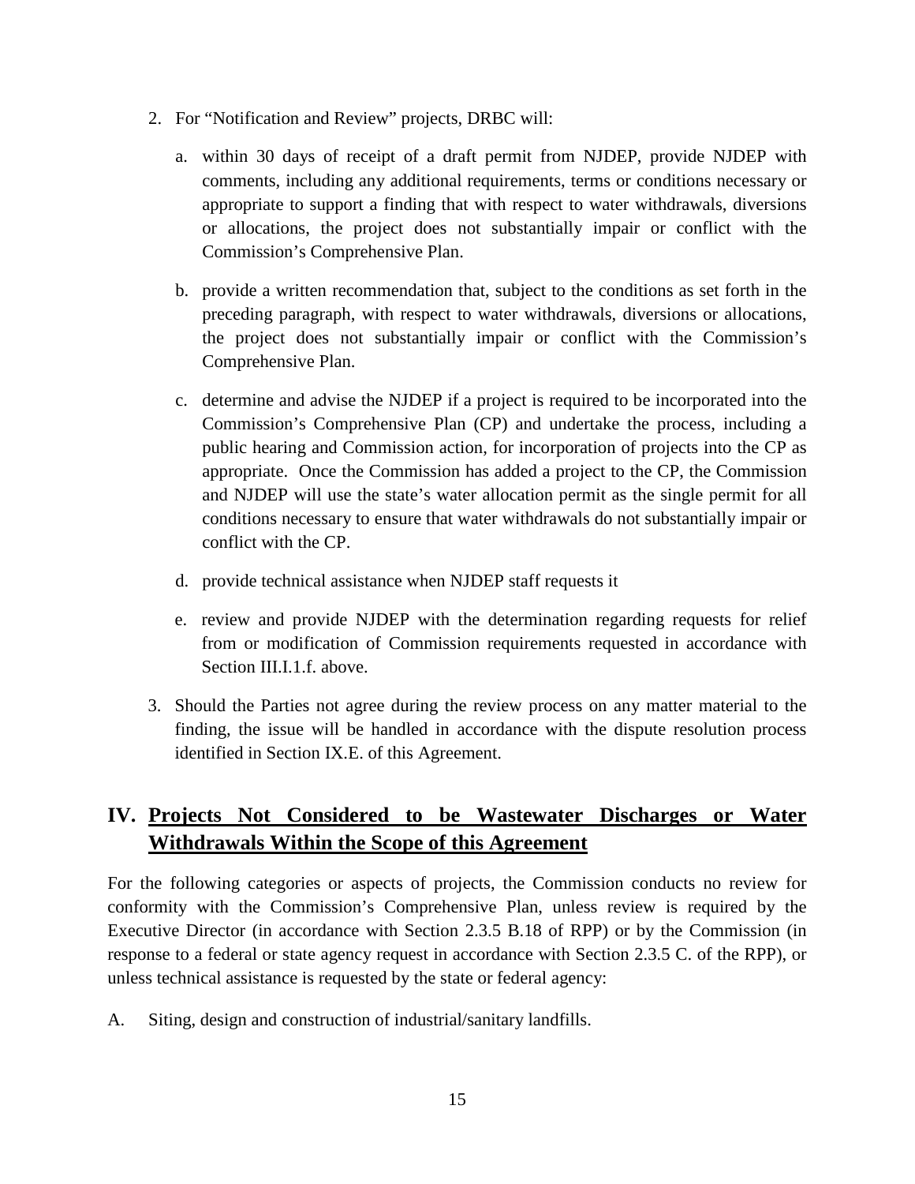2. For "Notification and Review" projects, DRBC will:

   a. within 30 days of receipt of a draft permit from NJDEP, provide NJDEP with comments, including any additional requirements, terms or conditions necessary or appropriate to support a finding that with respect to water withdrawals, diversions or allocations, the project does not substantially impair or conflict with the Commission's Comprehensive Plan.

   b. provide a written recommendation that, subject to the conditions as set forth in the preceding paragraph, with respect to water withdrawals, diversions or allocations, the project does not substantially impair or conflict with the Commission's Comprehensive Plan.

   c. determine and advise the NJDEP if a project is required to be incorporated into the Commission's Comprehensive Plan (CP) and undertake the process, including a public hearing and Commission action, for incorporation of projects into the CP as appropriate. Once the Commission has added a project to the CP, the Commission and NJDEP will use the state's water allocation permit as the single permit for all conditions necessary to ensure that water withdrawals do not substantially impair or conflict with the CP.

   d. provide technical assistance when NJDEP staff requests it

   e. review and provide NJDEP with the determination regarding requests for relief from or modification of Commission requirements requested in accordance with Section III.I.1.f. above.

3. Should the Parties not agree during the review process on any matter material to the finding, the issue will be handled in accordance with the dispute resolution process identified in Section IX.E. of this Agreement.

## IV. Projects Not Considered to be Wastewater Discharges or Water Withdrawals Within the Scope of this Agreement

For the following categories or aspects of projects, the Commission conducts no review for conformity with the Commission's Comprehensive Plan, unless review is required by the Executive Director (in accordance with Section 2.3.5 B.18 of RPP) or by the Commission (in response to a federal or state agency request in accordance with Section 2.3.5 C. of the RPP), or unless technical assistance is requested by the state or federal agency:

A. Siting, design and construction of industrial/sanitary landfills.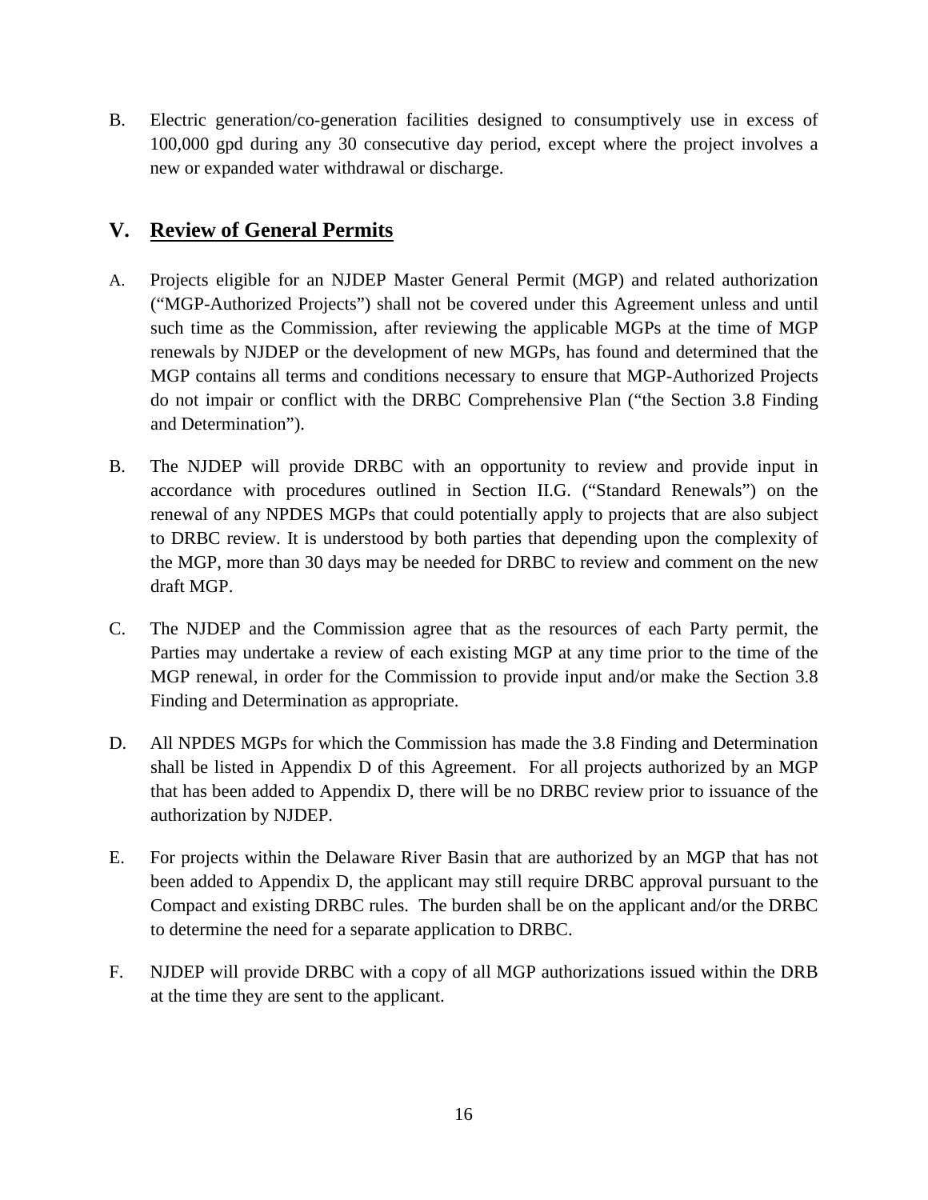B. Electric generation/co-generation facilities designed to consumptively use in excess of 100,000 gpd during any 30 consecutive day period, except where the project involves a new or expanded water withdrawal or discharge.

## V. Review of General Permits

A. Projects eligible for an NJDEP Master General Permit (MGP) and related authorization ("MGP-Authorized Projects") shall not be covered under this Agreement unless and until such time as the Commission, after reviewing the applicable MGPs at the time of MGP renewals by NJDEP or the development of new MGPs, has found and determined that the MGP contains all terms and conditions necessary to ensure that MGP-Authorized Projects do not impair or conflict with the DRBC Comprehensive Plan ("the Section 3.8 Finding and Determination").

B. The NJDEP will provide DRBC with an opportunity to review and provide input in accordance with procedures outlined in Section II.G. ("Standard Renewals") on the renewal of any NPDES MGPs that could potentially apply to projects that are also subject to DRBC review. It is understood by both parties that depending upon the complexity of the MGP, more than 30 days may be needed for DRBC to review and comment on the new draft MGP.

C. The NJDEP and the Commission agree that as the resources of each Party permit, the Parties may undertake a review of each existing MGP at any time prior to the time of the MGP renewal, in order for the Commission to provide input and/or make the Section 3.8 Finding and Determination as appropriate.

D. All NPDES MGPs for which the Commission has made the 3.8 Finding and Determination shall be listed in Appendix D of this Agreement. For all projects authorized by an MGP that has been added to Appendix D, there will be no DRBC review prior to issuance of the authorization by NJDEP.

E. For projects within the Delaware River Basin that are authorized by an MGP that has not been added to Appendix D, the applicant may still require DRBC approval pursuant to the Compact and existing DRBC rules. The burden shall be on the applicant and/or the DRBC to determine the need for a separate application to DRBC.

F. NJDEP will provide DRBC with a copy of all MGP authorizations issued within the DRB at the time they are sent to the applicant.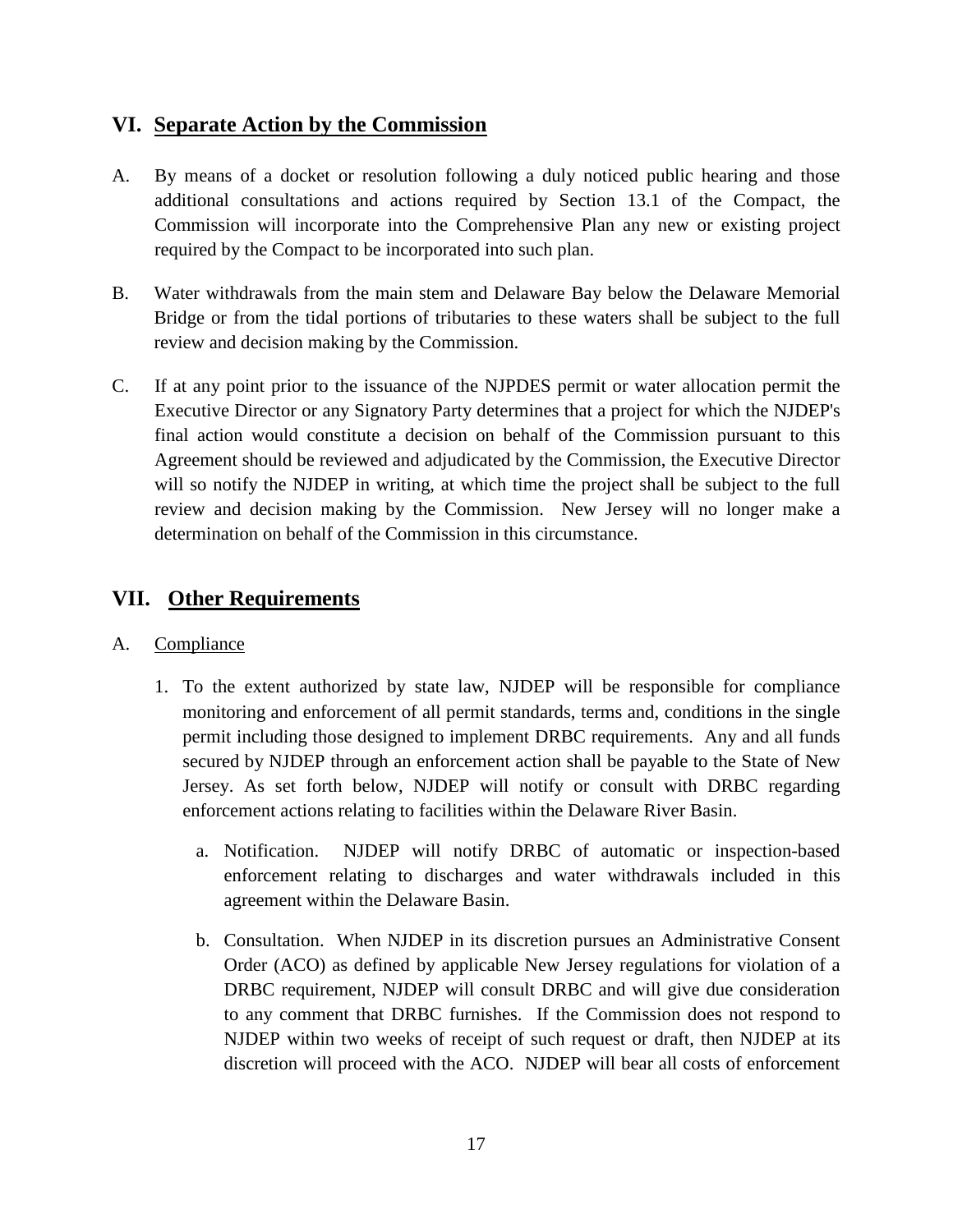## VI. Separate Action by the Commission

A. By means of a docket or resolution following a duly noticed public hearing and those additional consultations and actions required by Section 13.1 of the Compact, the Commission will incorporate into the Comprehensive Plan any new or existing project required by the Compact to be incorporated into such plan.

B. Water withdrawals from the main stem and Delaware Bay below the Delaware Memorial Bridge or from the tidal portions of tributaries to these waters shall be subject to the full review and decision making by the Commission.

C. If at any point prior to the issuance of the NJPDES permit or water allocation permit the Executive Director or any Signatory Party determines that a project for which the NJDEP's final action would constitute a decision on behalf of the Commission pursuant to this Agreement should be reviewed and adjudicated by the Commission, the Executive Director will so notify the NJDEP in writing, at which time the project shall be subject to the full review and decision making by the Commission. New Jersey will no longer make a determination on behalf of the Commission in this circumstance.

## VII. Other Requirements

A. Compliance

1. To the extent authorized by state law, NJDEP will be responsible for compliance monitoring and enforcement of all permit standards, terms and, conditions in the single permit including those designed to implement DRBC requirements. Any and all funds secured by NJDEP through an enforcement action shall be payable to the State of New Jersey. As set forth below, NJDEP will notify or consult with DRBC regarding enforcement actions relating to facilities within the Delaware River Basin.

    a. Notification. NJDEP will notify DRBC of automatic or inspection-based enforcement relating to discharges and water withdrawals included in this agreement within the Delaware Basin.

    b. Consultation. When NJDEP in its discretion pursues an Administrative Consent Order (ACO) as defined by applicable New Jersey regulations for violation of a DRBC requirement, NJDEP will consult DRBC and will give due consideration to any comment that DRBC furnishes. If the Commission does not respond to NJDEP within two weeks of receipt of such request or draft, then NJDEP at its discretion will proceed with the ACO. NJDEP will bear all costs of enforcement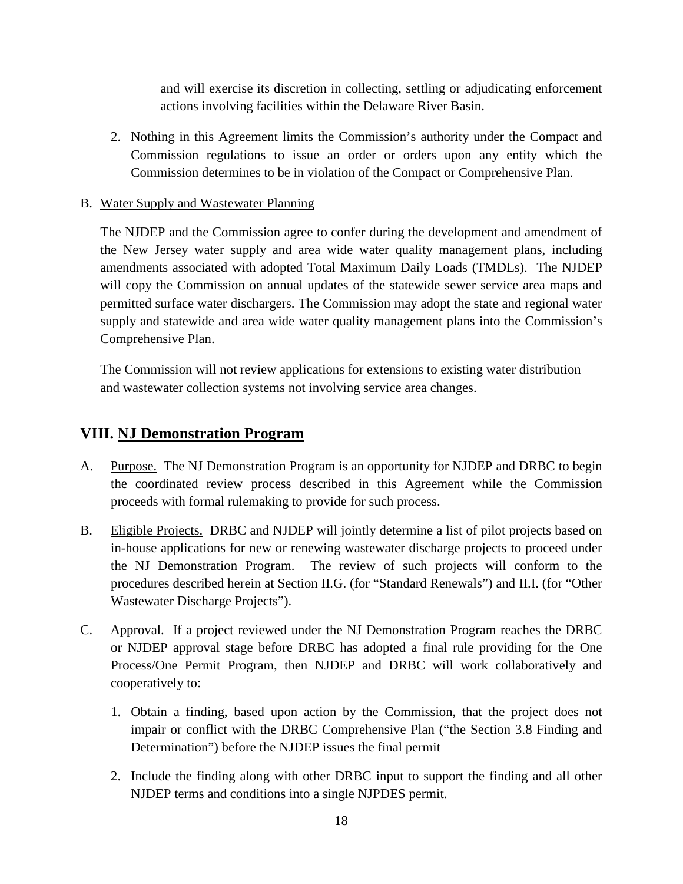and will exercise its discretion in collecting, settling or adjudicating enforcement actions involving facilities within the Delaware River Basin.

2. Nothing in this Agreement limits the Commission's authority under the Compact and Commission regulations to issue an order or orders upon any entity which the Commission determines to be in violation of the Compact or Comprehensive Plan.

B. Water Supply and Wastewater Planning

The NJDEP and the Commission agree to confer during the development and amendment of the New Jersey water supply and area wide water quality management plans, including amendments associated with adopted Total Maximum Daily Loads (TMDLs). The NJDEP will copy the Commission on annual updates of the statewide sewer service area maps and permitted surface water dischargers. The Commission may adopt the state and regional water supply and statewide and area wide water quality management plans into the Commission's Comprehensive Plan.

The Commission will not review applications for extensions to existing water distribution and wastewater collection systems not involving service area changes.

## VIII. NJ Demonstration Program

A. Purpose. The NJ Demonstration Program is an opportunity for NJDEP and DRBC to begin the coordinated review process described in this Agreement while the Commission proceeds with formal rulemaking to provide for such process.

B. Eligible Projects. DRBC and NJDEP will jointly determine a list of pilot projects based on in-house applications for new or renewing wastewater discharge projects to proceed under the NJ Demonstration Program. The review of such projects will conform to the procedures described herein at Section II.G. (for "Standard Renewals") and II.I. (for "Other Wastewater Discharge Projects").

C. Approval. If a project reviewed under the NJ Demonstration Program reaches the DRBC or NJDEP approval stage before DRBC has adopted a final rule providing for the One Process/One Permit Program, then NJDEP and DRBC will work collaboratively and cooperatively to:

1. Obtain a finding, based upon action by the Commission, that the project does not impair or conflict with the DRBC Comprehensive Plan ("the Section 3.8 Finding and Determination") before the NJDEP issues the final permit

2. Include the finding along with other DRBC input to support the finding and all other NJDEP terms and conditions into a single NJPDES permit.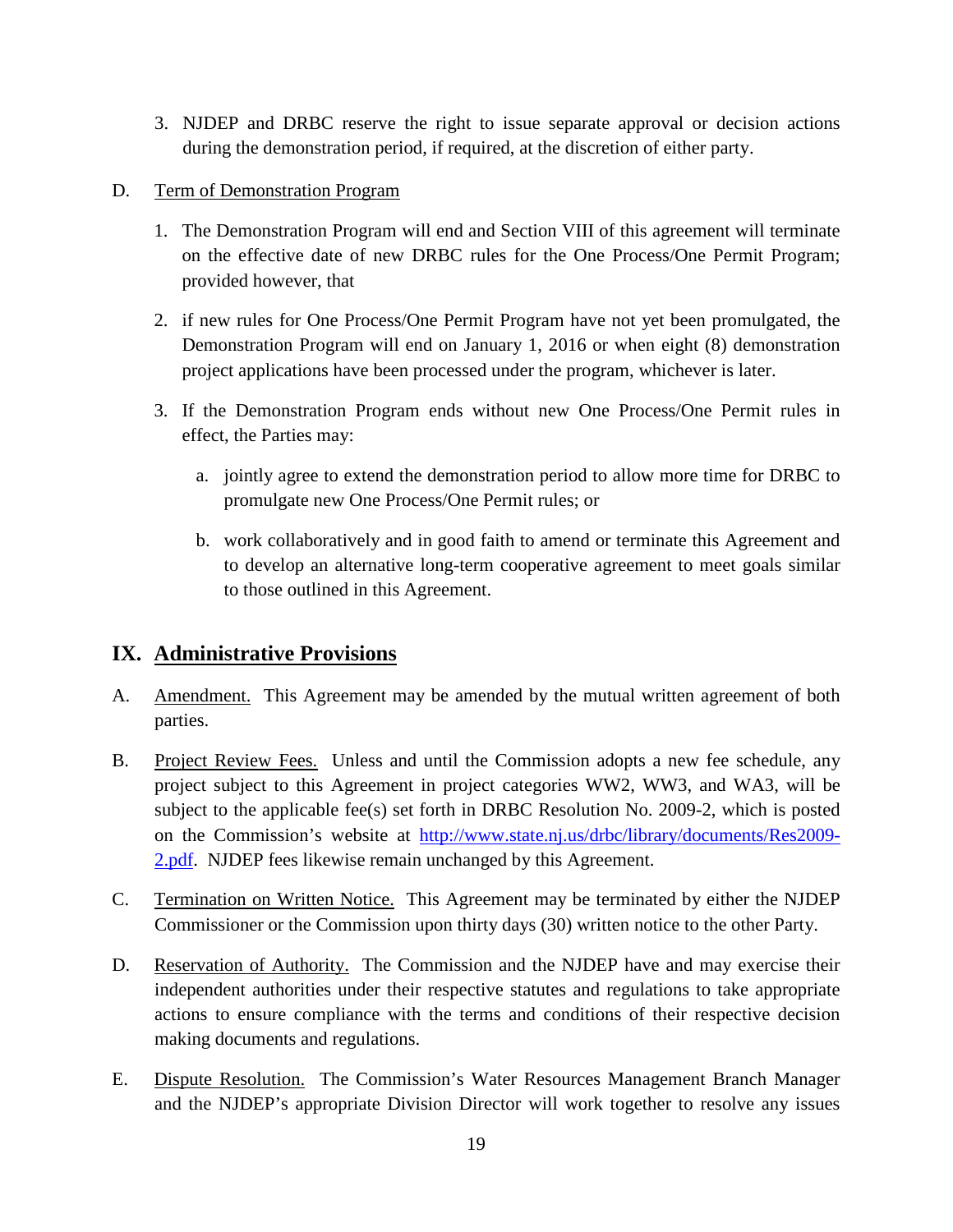3. NJDEP and DRBC reserve the right to issue separate approval or decision actions during the demonstration period, if required, at the discretion of either party.

D. Term of Demonstration Program

1. The Demonstration Program will end and Section VIII of this agreement will terminate on the effective date of new DRBC rules for the One Process/One Permit Program; provided however, that

2. if new rules for One Process/One Permit Program have not yet been promulgated, the Demonstration Program will end on January 1, 2016 or when eight (8) demonstration project applications have been processed under the program, whichever is later.

3. If the Demonstration Program ends without new One Process/One Permit rules in effect, the Parties may:

   a. jointly agree to extend the demonstration period to allow more time for DRBC to promulgate new One Process/One Permit rules; or

   b. work collaboratively and in good faith to amend or terminate this Agreement and to develop an alternative long-term cooperative agreement to meet goals similar to those outlined in this Agreement.

## IX. Administrative Provisions

A. Amendment. This Agreement may be amended by the mutual written agreement of both parties.

B. Project Review Fees. Unless and until the Commission adopts a new fee schedule, any project subject to this Agreement in project categories WW2, WW3, and WA3, will be subject to the applicable fee(s) set forth in DRBC Resolution No. 2009-2, which is posted on the Commission's website at http://www.state.nj.us/drbc/library/documents/Res2009-2.pdf. NJDEP fees likewise remain unchanged by this Agreement.

C. Termination on Written Notice. This Agreement may be terminated by either the NJDEP Commissioner or the Commission upon thirty days (30) written notice to the other Party.

D. Reservation of Authority. The Commission and the NJDEP have and may exercise their independent authorities under their respective statutes and regulations to take appropriate actions to ensure compliance with the terms and conditions of their respective decision making documents and regulations.

E. Dispute Resolution. The Commission's Water Resources Management Branch Manager and the NJDEP's appropriate Division Director will work together to resolve any issues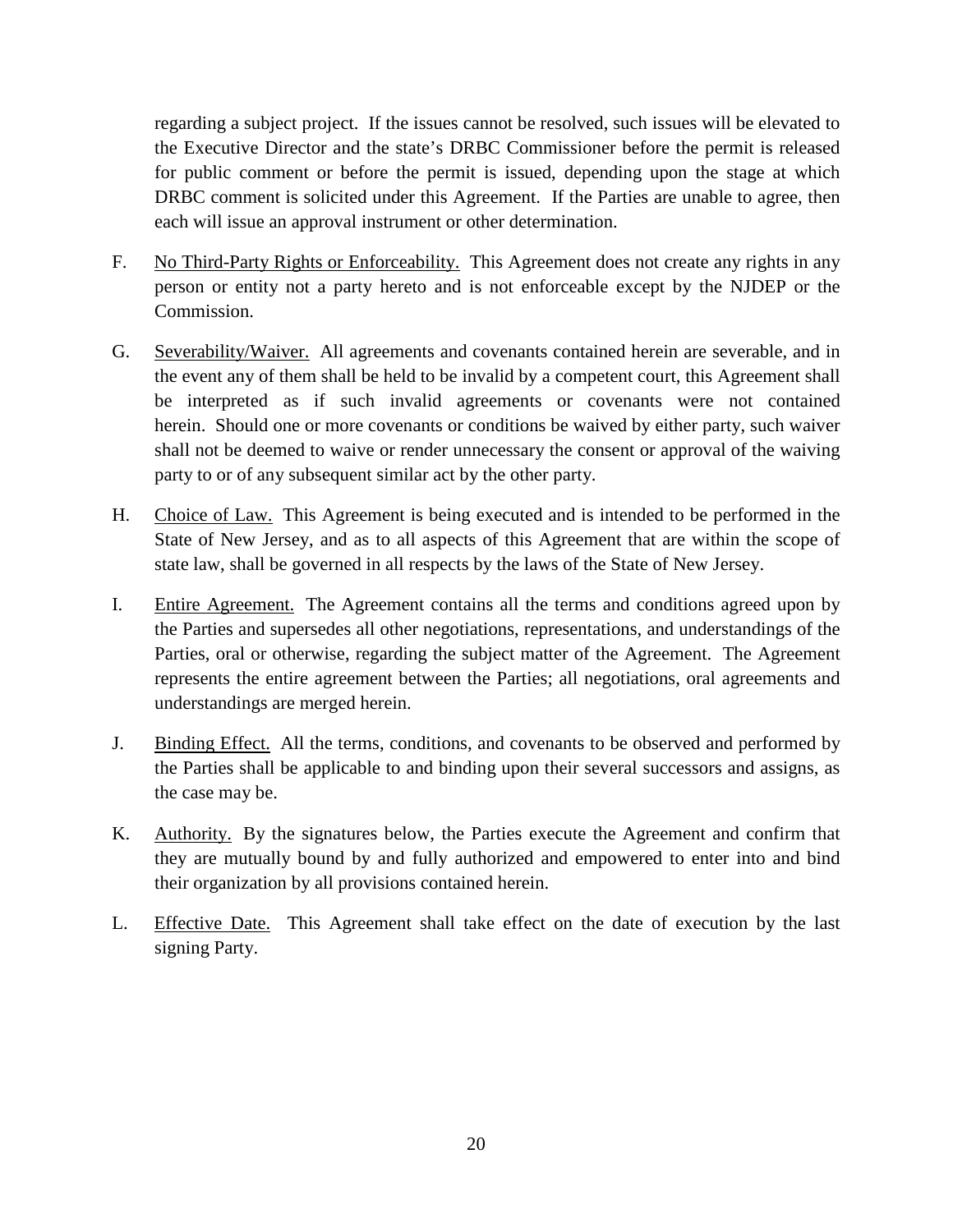regarding a subject project. If the issues cannot be resolved, such issues will be elevated to the Executive Director and the state's DRBC Commissioner before the permit is released for public comment or before the permit is issued, depending upon the stage at which DRBC comment is solicited under this Agreement. If the Parties are unable to agree, then each will issue an approval instrument or other determination.

F. <u>No Third-Party Rights or Enforceability.</u> This Agreement does not create any rights in any person or entity not a party hereto and is not enforceable except by the NJDEP or the Commission.

G. <u>Severability/Waiver.</u> All agreements and covenants contained herein are severable, and in the event any of them shall be held to be invalid by a competent court, this Agreement shall be interpreted as if such invalid agreements or covenants were not contained herein. Should one or more covenants or conditions be waived by either party, such waiver shall not be deemed to waive or render unnecessary the consent or approval of the waiving party to or of any subsequent similar act by the other party.

H. <u>Choice of Law.</u> This Agreement is being executed and is intended to be performed in the State of New Jersey, and as to all aspects of this Agreement that are within the scope of state law, shall be governed in all respects by the laws of the State of New Jersey.

I. <u>Entire Agreement.</u> The Agreement contains all the terms and conditions agreed upon by the Parties and supersedes all other negotiations, representations, and understandings of the Parties, oral or otherwise, regarding the subject matter of the Agreement. The Agreement represents the entire agreement between the Parties; all negotiations, oral agreements and understandings are merged herein.

J. <u>Binding Effect.</u> All the terms, conditions, and covenants to be observed and performed by the Parties shall be applicable to and binding upon their several successors and assigns, as the case may be.

K. <u>Authority.</u> By the signatures below, the Parties execute the Agreement and confirm that they are mutually bound by and fully authorized and empowered to enter into and bind their organization by all provisions contained herein.

L. <u>Effective Date.</u> This Agreement shall take effect on the date of execution by the last signing Party.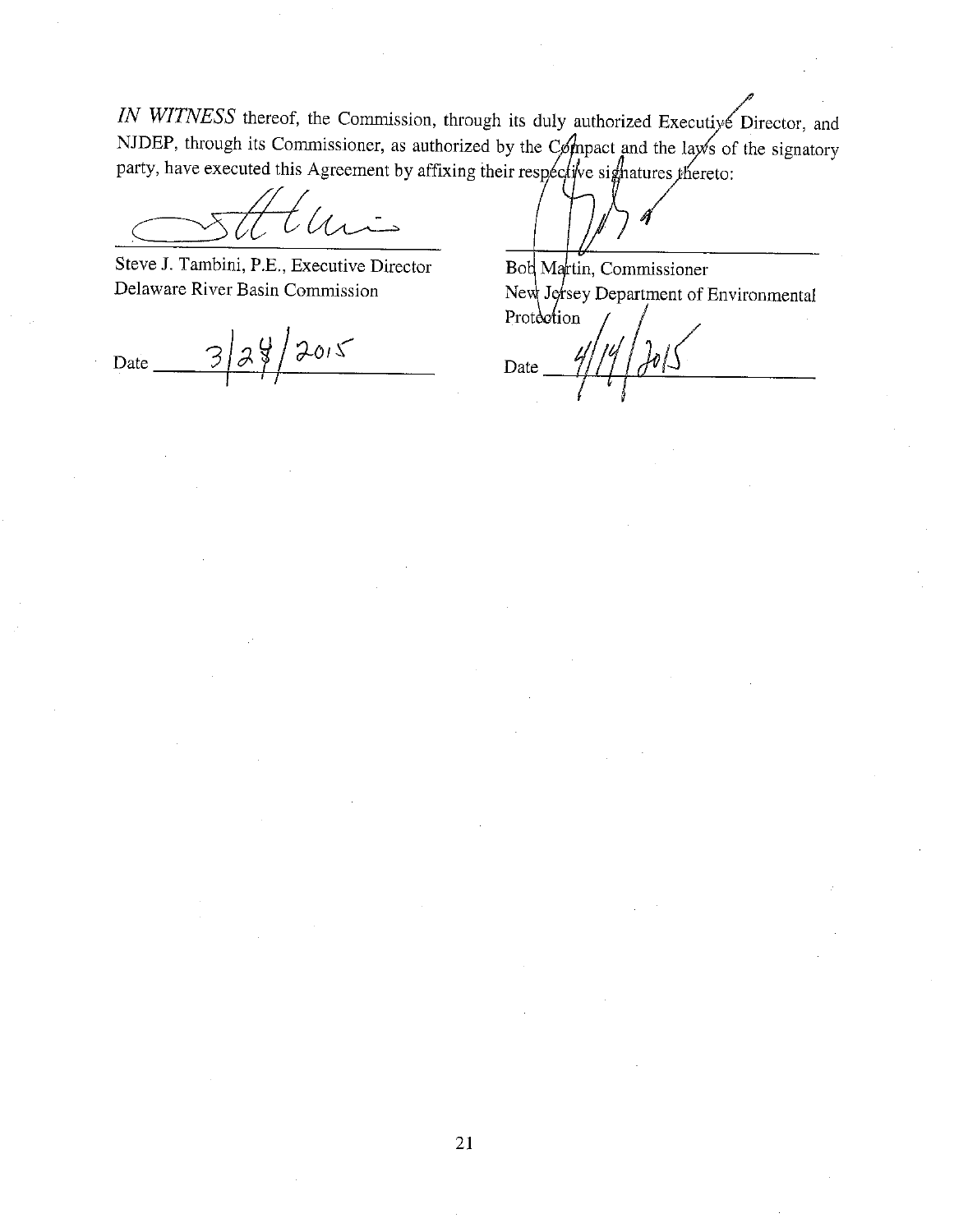*IN WITNESS* thereof, the Commission, through its duly authorized Executive Director, and NJDEP, through its Commissioner, as authorized by the Compact and the laws of the signatory party, have executed this Agreement by affixing their respective signatures thereto:

Steve J. Tambini, P.E., Executive Director
Delaware River Basin Commission

Date 3/24/2015

Bob Martin, Commissioner
New Jersey Department of Environmental Protection

Date 4/14/2015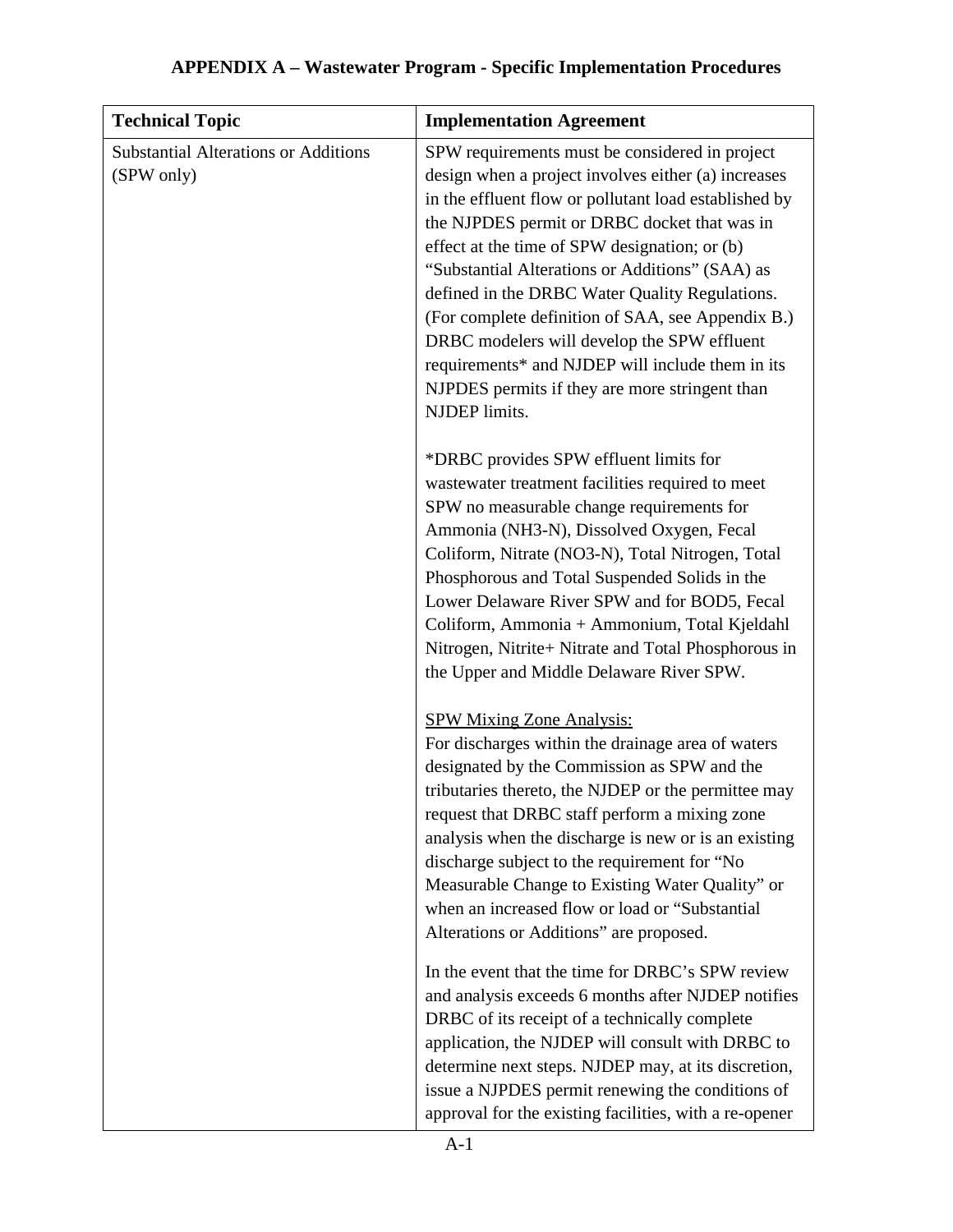# APPENDIX A – Wastewater Program - Specific Implementation Procedures

| Technical Topic | Implementation Agreement |
| --- | --- |
| Substantial Alterations or Additions (SPW only) | SPW requirements must be considered in project design when a project involves either (a) increases in the effluent flow or pollutant load established by the NJPDES permit or DRBC docket that was in effect at the time of SPW designation; or (b) "Substantial Alterations or Additions" (SAA) as defined in the DRBC Water Quality Regulations. (For complete definition of SAA, see Appendix B.) DRBC modelers will develop the SPW effluent requirements* and NJDEP will include them in its NJPDES permits if they are more stringent than NJDEP limits.<br><br>*DRBC provides SPW effluent limits for wastewater treatment facilities required to meet SPW no measurable change requirements for Ammonia ($NH_3$-N), Dissolved Oxygen, Fecal Coliform, Nitrate ($NO_3$-N), Total Nitrogen, Total Phosphorous and Total Suspended Solids in the Lower Delaware River SPW and for $BOD_5$, Fecal Coliform, Ammonia + Ammonium, Total Kjeldahl Nitrogen, Nitrite+ Nitrate and Total Phosphorous in the Upper and Middle Delaware River SPW.<br><br><u>SPW Mixing Zone Analysis:</u><br>For discharges within the drainage area of waters designated by the Commission as SPW and the tributaries thereto, the NJDEP or the permittee may request that DRBC staff perform a mixing zone analysis when the discharge is new or is an existing discharge subject to the requirement for "No Measurable Change to Existing Water Quality" or when an increased flow or load or "Substantial Alterations or Additions" are proposed.<br><br>In the event that the time for DRBC's SPW review and analysis exceeds 6 months after NJDEP notifies DRBC of its receipt of a technically complete application, the NJDEP will consult with DRBC to determine next steps. NJDEP may, at its discretion, issue a NJPDES permit renewing the conditions of approval for the existing facilities, with a re-opener |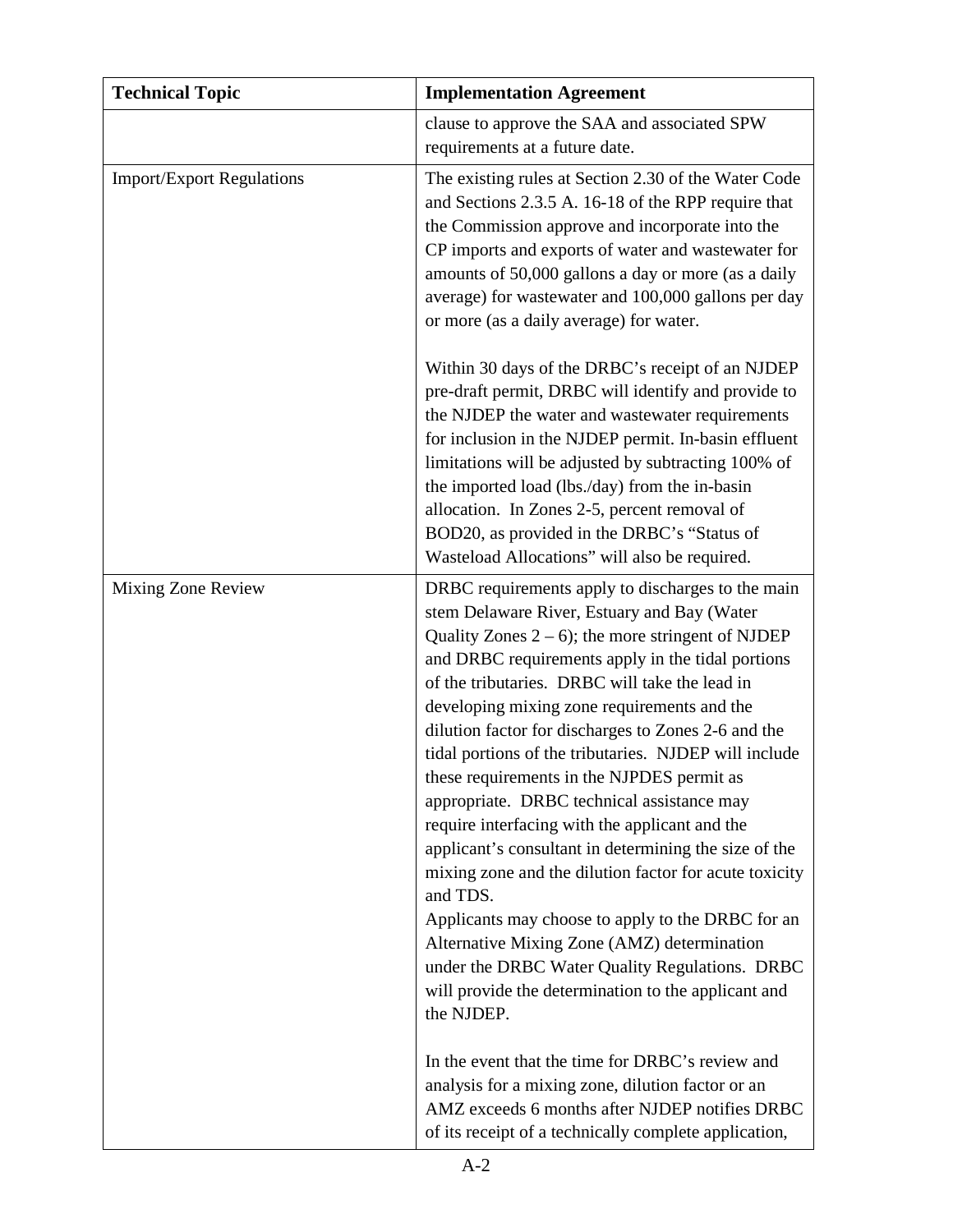| Technical Topic | Implementation Agreement |
|---|---|
| | clause to approve the SAA and associated SPW requirements at a future date. |
| Import/Export Regulations | The existing rules at Section 2.30 of the Water Code and Sections 2.3.5 A. 16-18 of the RPP require that the Commission approve and incorporate into the CP imports and exports of water and wastewater for amounts of 50,000 gallons a day or more (as a daily average) for wastewater and 100,000 gallons per day or more (as a daily average) for water.<br><br>Within 30 days of the DRBC's receipt of an NJDEP pre-draft permit, DRBC will identify and provide to the NJDEP the water and wastewater requirements for inclusion in the NJDEP permit. In-basin effluent limitations will be adjusted by subtracting 100% of the imported load (lbs./day) from the in-basin allocation. In Zones 2-5, percent removal of BOD20, as provided in the DRBC's "Status of Wasteload Allocations" will also be required. |
| Mixing Zone Review | DRBC requirements apply to discharges to the main stem Delaware River, Estuary and Bay (Water Quality Zones 2 – 6); the more stringent of NJDEP and DRBC requirements apply in the tidal portions of the tributaries. DRBC will take the lead in developing mixing zone requirements and the dilution factor for discharges to Zones 2-6 and the tidal portions of the tributaries. NJDEP will include these requirements in the NJPDES permit as appropriate. DRBC technical assistance may require interfacing with the applicant and the applicant's consultant in determining the size of the mixing zone and the dilution factor for acute toxicity and TDS.<br>Applicants may choose to apply to the DRBC for an Alternative Mixing Zone (AMZ) determination under the DRBC Water Quality Regulations. DRBC will provide the determination to the applicant and the NJDEP.<br><br>In the event that the time for DRBC's review and analysis for a mixing zone, dilution factor or an AMZ exceeds 6 months after NJDEP notifies DRBC of its receipt of a technically complete application, |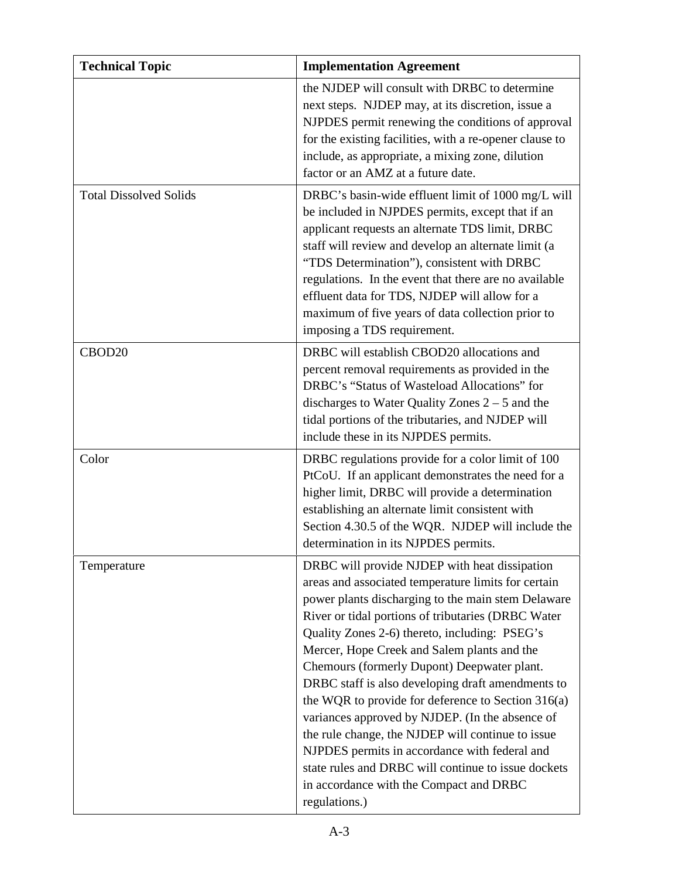| Technical Topic | Implementation Agreement |
|---|---|
| | the NJDEP will consult with DRBC to determine next steps. NJDEP may, at its discretion, issue a NJPDES permit renewing the conditions of approval for the existing facilities, with a re-opener clause to include, as appropriate, a mixing zone, dilution factor or an AMZ at a future date. |
| Total Dissolved Solids | DRBC's basin-wide effluent limit of 1000 mg/L will be included in NJPDES permits, except that if an applicant requests an alternate TDS limit, DRBC staff will review and develop an alternate limit (a "TDS Determination"), consistent with DRBC regulations. In the event that there are no available effluent data for TDS, NJDEP will allow for a maximum of five years of data collection prior to imposing a TDS requirement. |
| CBOD20 | DRBC will establish CBOD20 allocations and percent removal requirements as provided in the DRBC's "Status of Wasteload Allocations" for discharges to Water Quality Zones 2 – 5 and the tidal portions of the tributaries, and NJDEP will include these in its NJPDES permits. |
| Color | DRBC regulations provide for a color limit of 100 PtCoU. If an applicant demonstrates the need for a higher limit, DRBC will provide a determination establishing an alternate limit consistent with Section 4.30.5 of the WQR. NJDEP will include the determination in its NJPDES permits. |
| Temperature | DRBC will provide NJDEP with heat dissipation areas and associated temperature limits for certain power plants discharging to the main stem Delaware River or tidal portions of tributaries (DRBC Water Quality Zones 2-6) thereto, including: PSEG's Mercer, Hope Creek and Salem plants and the Chemours (formerly Dupont) Deepwater plant. DRBC staff is also developing draft amendments to the WQR to provide for deference to Section 316(a) variances approved by NJDEP. (In the absence of the rule change, the NJDEP will continue to issue NJPDES permits in accordance with federal and state rules and DRBC will continue to issue dockets in accordance with the Compact and DRBC regulations.) |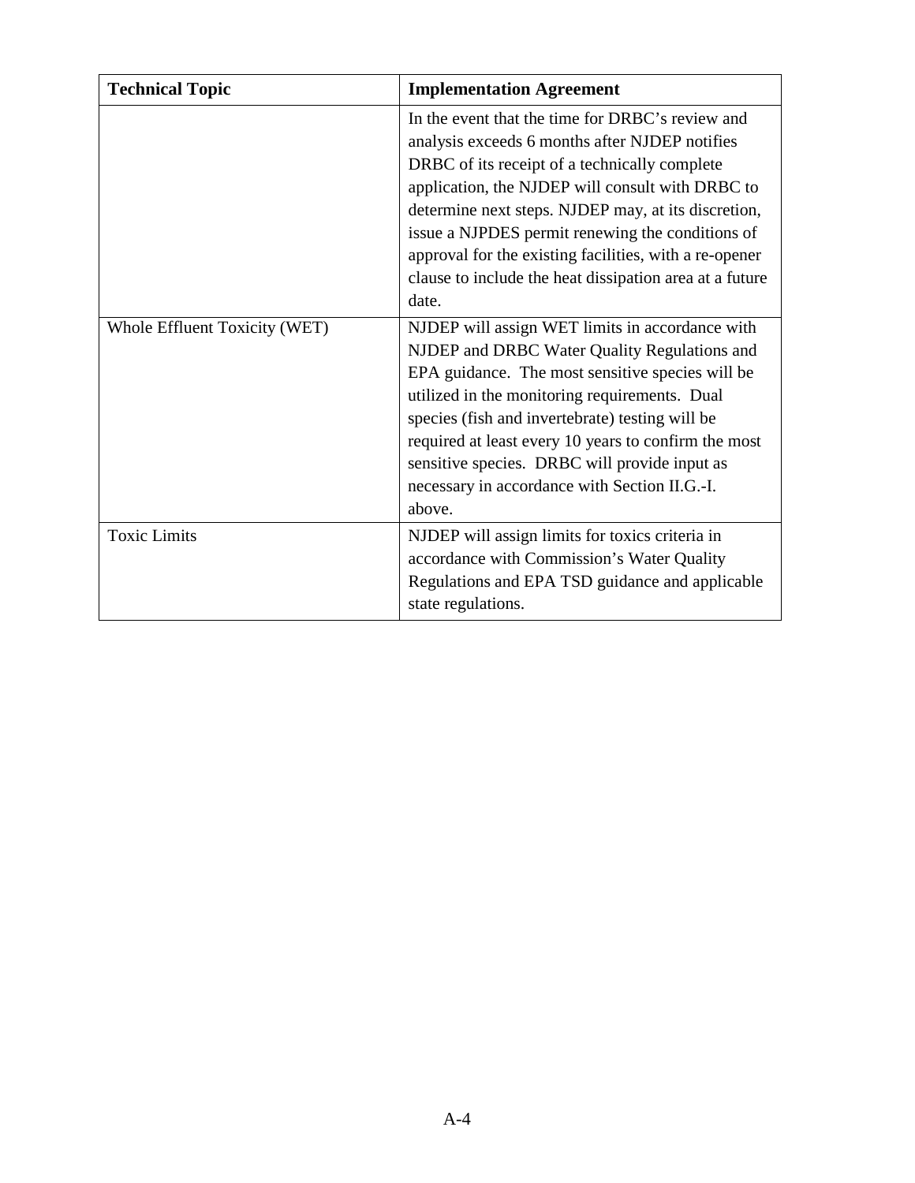| Technical Topic | Implementation Agreement |
| --- | --- |
| | In the event that the time for DRBC's review and analysis exceeds 6 months after NJDEP notifies DRBC of its receipt of a technically complete application, the NJDEP will consult with DRBC to determine next steps. NJDEP may, at its discretion, issue a NJPDES permit renewing the conditions of approval for the existing facilities, with a re-opener clause to include the heat dissipation area at a future date. |
| Whole Effluent Toxicity (WET) | NJDEP will assign WET limits in accordance with NJDEP and DRBC Water Quality Regulations and EPA guidance. The most sensitive species will be utilized in the monitoring requirements. Dual species (fish and invertebrate) testing will be required at least every 10 years to confirm the most sensitive species. DRBC will provide input as necessary in accordance with Section II.G.-I. above. |
| Toxic Limits | NJDEP will assign limits for toxics criteria in accordance with Commission's Water Quality Regulations and EPA TSD guidance and applicable state regulations. |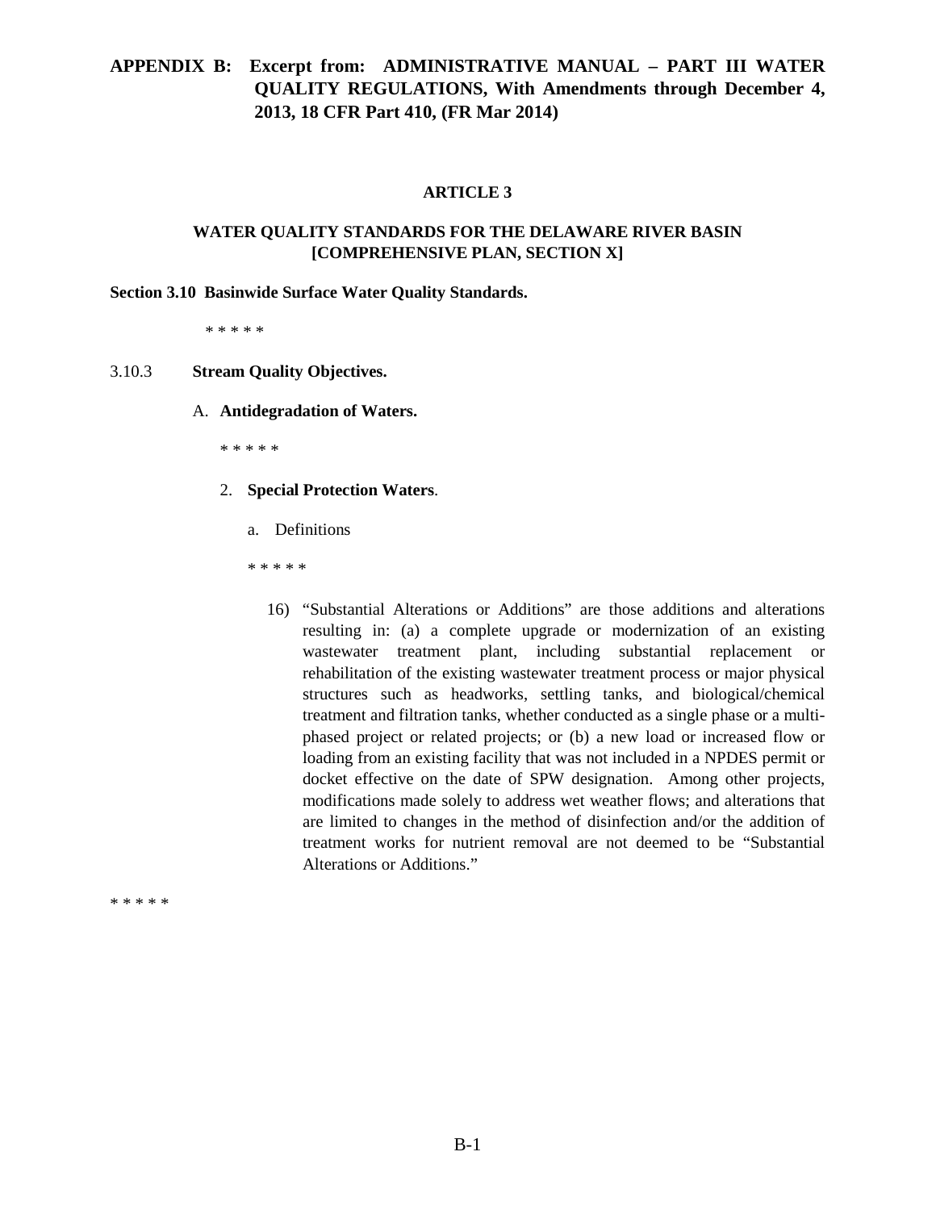**APPENDIX B: Excerpt from: ADMINISTRATIVE MANUAL – PART III WATER QUALITY REGULATIONS, With Amendments through December 4, 2013, 18 CFR Part 410, (FR Mar 2014)**

**ARTICLE 3**

**WATER QUALITY STANDARDS FOR THE DELAWARE RIVER BASIN [COMPREHENSIVE PLAN, SECTION X]**

**Section 3.10 Basinwide Surface Water Quality Standards.**

* * * * *

3.10.3 **Stream Quality Objectives.**

A. **Antidegradation of Waters.**

* * * * *

2. **Special Protection Waters**.

a. Definitions

* * * * *

16) "Substantial Alterations or Additions" are those additions and alterations resulting in: (a) a complete upgrade or modernization of an existing wastewater treatment plant, including substantial replacement or rehabilitation of the existing wastewater treatment process or major physical structures such as headworks, settling tanks, and biological/chemical treatment and filtration tanks, whether conducted as a single phase or a multi-phased project or related projects; or (b) a new load or increased flow or loading from an existing facility that was not included in a NPDES permit or docket effective on the date of SPW designation. Among other projects, modifications made solely to address wet weather flows; and alterations that are limited to changes in the method of disinfection and/or the addition of treatment works for nutrient removal are not deemed to be "Substantial Alterations or Additions."

* * * * *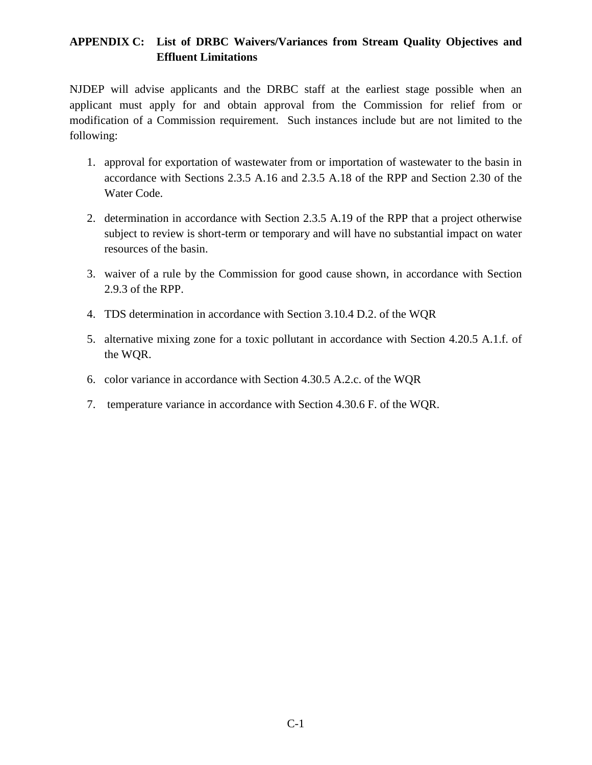## APPENDIX C: List of DRBC Waivers/Variances from Stream Quality Objectives and Effluent Limitations

NJDEP will advise applicants and the DRBC staff at the earliest stage possible when an applicant must apply for and obtain approval from the Commission for relief from or modification of a Commission requirement. Such instances include but are not limited to the following:

1. approval for exportation of wastewater from or importation of wastewater to the basin in accordance with Sections 2.3.5 A.16 and 2.3.5 A.18 of the RPP and Section 2.30 of the Water Code.
2. determination in accordance with Section 2.3.5 A.19 of the RPP that a project otherwise subject to review is short-term or temporary and will have no substantial impact on water resources of the basin.
3. waiver of a rule by the Commission for good cause shown, in accordance with Section 2.9.3 of the RPP.
4. TDS determination in accordance with Section 3.10.4 D.2. of the WQR
5. alternative mixing zone for a toxic pollutant in accordance with Section 4.20.5 A.1.f. of the WQR.
6. color variance in accordance with Section 4.30.5 A.2.c. of the WQR
7. temperature variance in accordance with Section 4.30.6 F. of the WQR.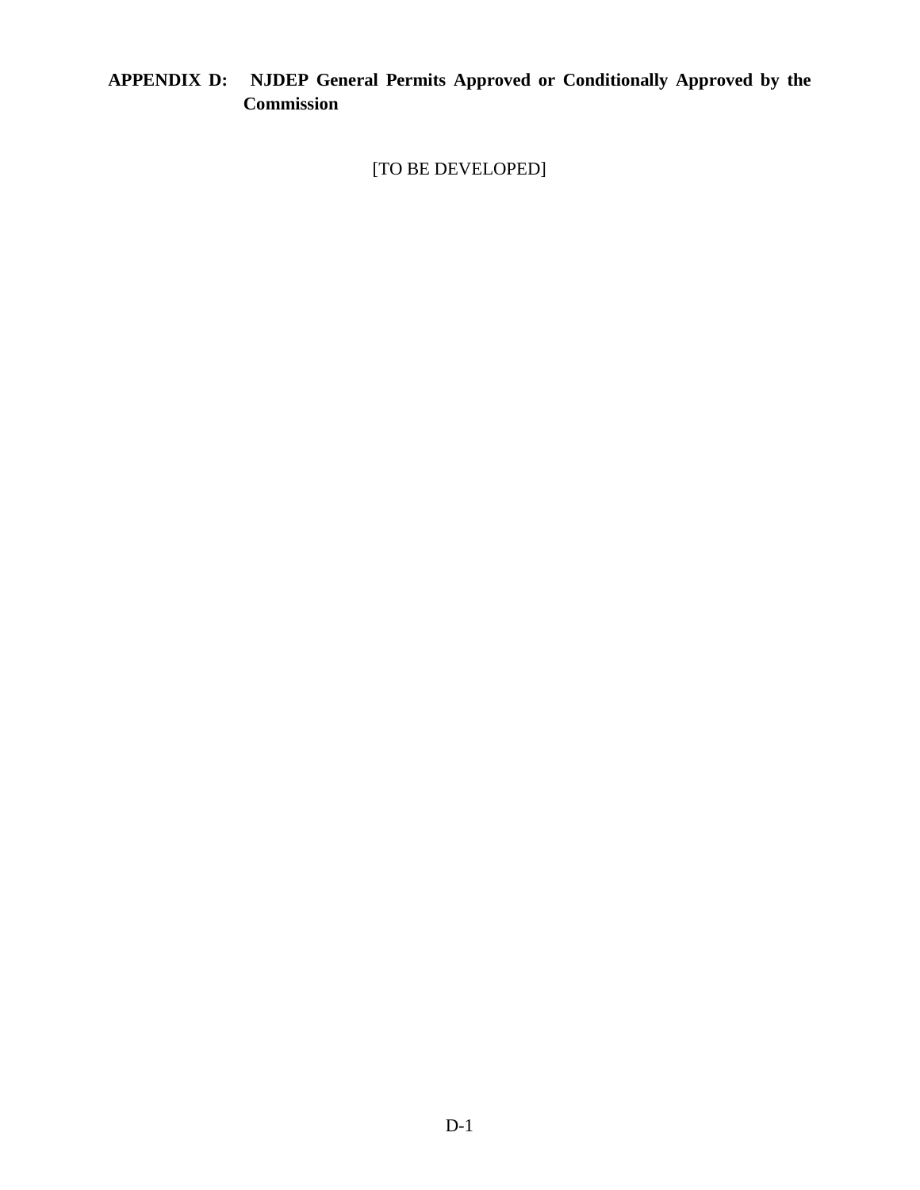**APPENDIX D: NJDEP General Permits Approved or Conditionally Approved by the Commission**

[TO BE DEVELOPED]